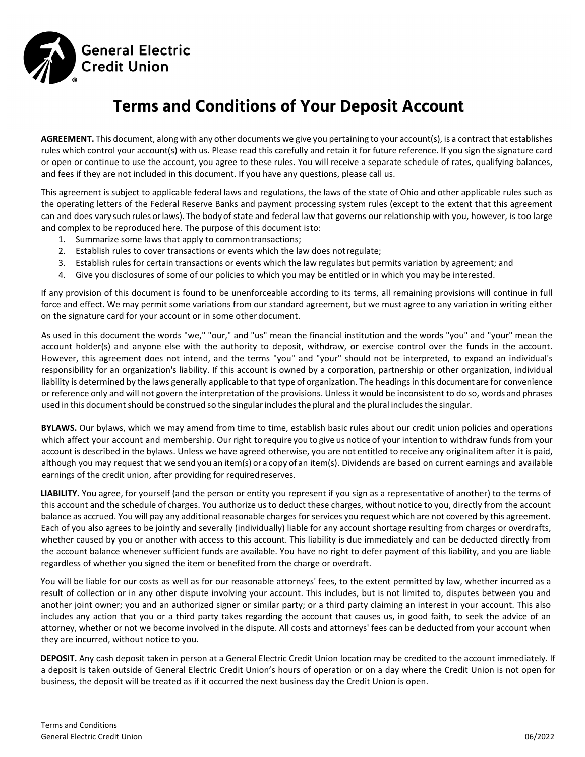General Electric Credit Union

# Terms and Conditions of Your Deposit Account

**AGREEMENT.** This document, along with any other documents we give you pertaining to your account(s), is a contract that establishes rules which control your account(s) with us. Please read this carefully and retain it for future reference. If you sign the signature card or open or continue to use the account, you agree to these rules. You will receive a separate schedule of rates, qualifying balances, and fees if they are not included in this document. If you have any questions, please call us.

This agreement is subject to applicable federal laws and regulations, the laws of the state of Ohio and other applicable rules such as the operating letters of the Federal Reserve Banks and payment processing system rules (except to the extent that this agreement can and does vary such rules or laws). The body of state and federal law that governs our relationship with you, however, is too large and complex to be reproduced here. The purpose of this document is to:

1. Summarize some laws that apply to common transactions;
2. Establish rules to cover transactions or events which the law does not regulate;
3. Establish rules for certain transactions or events which the law regulates but permits variation by agreement; and
4. Give you disclosures of some of our policies to which you may be entitled or in which you may be interested.

If any provision of this document is found to be unenforceable according to its terms, all remaining provisions will continue in full force and effect. We may permit some variations from our standard agreement, but we must agree to any variation in writing either on the signature card for your account or in some other document.

As used in this document the words "we," "our," and "us" mean the financial institution and the words "you" and "your" mean the account holder(s) and anyone else with the authority to deposit, withdraw, or exercise control over the funds in the account. However, this agreement does not intend, and the terms "you" and "your" should not be interpreted, to expand an individual's responsibility for an organization's liability. If this account is owned by a corporation, partnership or other organization, individual liability is determined by the laws generally applicable to that type of organization. The headings in this document are for convenience or reference only and will not govern the interpretation of the provisions. Unless it would be inconsistent to do so, words and phrases used in this document should be construed so the singular includes the plural and the plural includes the singular.

**BYLAWS.** Our bylaws, which we may amend from time to time, establish basic rules about our credit union policies and operations which affect your account and membership. Our right to require you to give us notice of your intention to withdraw funds from your account is described in the bylaws. Unless we have agreed otherwise, you are not entitled to receive any original item after it is paid, although you may request that we send you an item(s) or a copy of an item(s). Dividends are based on current earnings and available earnings of the credit union, after providing for required reserves.

**LIABILITY.** You agree, for yourself (and the person or entity you represent if you sign as a representative of another) to the terms of this account and the schedule of charges. You authorize us to deduct these charges, without notice to you, directly from the account balance as accrued. You will pay any additional reasonable charges for services you request which are not covered by this agreement. Each of you also agrees to be jointly and severally (individually) liable for any account shortage resulting from charges or overdrafts, whether caused by you or another with access to this account. This liability is due immediately and can be deducted directly from the account balance whenever sufficient funds are available. You have no right to defer payment of this liability, and you are liable regardless of whether you signed the item or benefited from the charge or overdraft.

You will be liable for our costs as well as for our reasonable attorneys' fees, to the extent permitted by law, whether incurred as a result of collection or in any other dispute involving your account. This includes, but is not limited to, disputes between you and another joint owner; you and an authorized signer or similar party; or a third party claiming an interest in your account. This also includes any action that you or a third party takes regarding the account that causes us, in good faith, to seek the advice of an attorney, whether or not we become involved in the dispute. All costs and attorneys' fees can be deducted from your account when they are incurred, without notice to you.

**DEPOSIT.** Any cash deposit taken in person at a General Electric Credit Union location may be credited to the account immediately. If a deposit is taken outside of General Electric Credit Union's hours of operation or on a day where the Credit Union is not open for business, the deposit will be treated as if it occurred the next business day the Credit Union is open.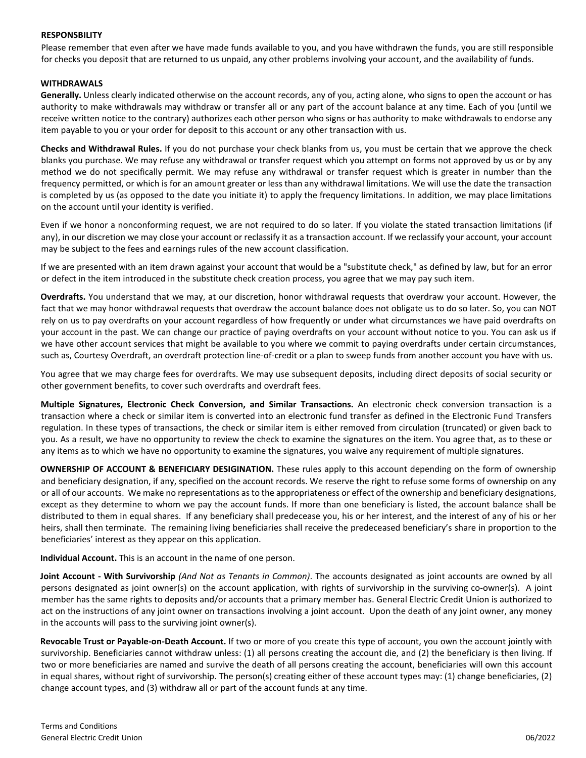**RESPONSBILITY**

Please remember that even after we have made funds available to you, and you have withdrawn the funds, you are still responsible for checks you deposit that are returned to us unpaid, any other problems involving your account, and the availability of funds.

**WITHDRAWALS**

**Generally.** Unless clearly indicated otherwise on the account records, any of you, acting alone, who signs to open the account or has authority to make withdrawals may withdraw or transfer all or any part of the account balance at any time. Each of you (until we receive written notice to the contrary) authorizes each other person who signs or has authority to make withdrawals to endorse any item payable to you or your order for deposit to this account or any other transaction with us.

**Checks and Withdrawal Rules.** If you do not purchase your check blanks from us, you must be certain that we approve the check blanks you purchase. We may refuse any withdrawal or transfer request which you attempt on forms not approved by us or by any method we do not specifically permit. We may refuse any withdrawal or transfer request which is greater in number than the frequency permitted, or which is for an amount greater or less than any withdrawal limitations. We will use the date the transaction is completed by us (as opposed to the date you initiate it) to apply the frequency limitations. In addition, we may place limitations on the account until your identity is verified.

Even if we honor a nonconforming request, we are not required to do so later. If you violate the stated transaction limitations (if any), in our discretion we may close your account or reclassify it as a transaction account. If we reclassify your account, your account may be subject to the fees and earnings rules of the new account classification.

If we are presented with an item drawn against your account that would be a "substitute check," as defined by law, but for an error or defect in the item introduced in the substitute check creation process, you agree that we may pay such item.

**Overdrafts.** You understand that we may, at our discretion, honor withdrawal requests that overdraw your account. However, the fact that we may honor withdrawal requests that overdraw the account balance does not obligate us to do so later. So, you can NOT rely on us to pay overdrafts on your account regardless of how frequently or under what circumstances we have paid overdrafts on your account in the past. We can change our practice of paying overdrafts on your account without notice to you. You can ask us if we have other account services that might be available to you where we commit to paying overdrafts under certain circumstances, such as, Courtesy Overdraft, an overdraft protection line-of-credit or a plan to sweep funds from another account you have with us.

You agree that we may charge fees for overdrafts. We may use subsequent deposits, including direct deposits of social security or other government benefits, to cover such overdrafts and overdraft fees.

**Multiple Signatures, Electronic Check Conversion, and Similar Transactions.** An electronic check conversion transaction is a transaction where a check or similar item is converted into an electronic fund transfer as defined in the Electronic Fund Transfers regulation. In these types of transactions, the check or similar item is either removed from circulation (truncated) or given back to you. As a result, we have no opportunity to review the check to examine the signatures on the item. You agree that, as to these or any items as to which we have no opportunity to examine the signatures, you waive any requirement of multiple signatures.

**OWNERSHIP OF ACCOUNT & BENEFICIARY DESIGINATION.** These rules apply to this account depending on the form of ownership and beneficiary designation, if any, specified on the account records. We reserve the right to refuse some forms of ownership on any or all of our accounts. We make no representations as to the appropriateness or effect of the ownership and beneficiary designations, except as they determine to whom we pay the account funds. If more than one beneficiary is listed, the account balance shall be distributed to them in equal shares. If any beneficiary shall predecease you, his or her interest, and the interest of any of his or her heirs, shall then terminate. The remaining living beneficiaries shall receive the predeceased beneficiary's share in proportion to the beneficiaries' interest as they appear on this application.

**Individual Account.** This is an account in the name of one person.

**Joint Account - With Survivorship** *(And Not as Tenants in Common)*. The accounts designated as joint accounts are owned by all persons designated as joint owner(s) on the account application, with rights of survivorship in the surviving co-owner(s). A joint member has the same rights to deposits and/or accounts that a primary member has. General Electric Credit Union is authorized to act on the instructions of any joint owner on transactions involving a joint account. Upon the death of any joint owner, any money in the accounts will pass to the surviving joint owner(s).

**Revocable Trust or Payable-on-Death Account.** If two or more of you create this type of account, you own the account jointly with survivorship. Beneficiaries cannot withdraw unless: (1) all persons creating the account die, and (2) the beneficiary is then living. If two or more beneficiaries are named and survive the death of all persons creating the account, beneficiaries will own this account in equal shares, without right of survivorship. The person(s) creating either of these account types may: (1) change beneficiaries, (2) change account types, and (3) withdraw all or part of the account funds at any time.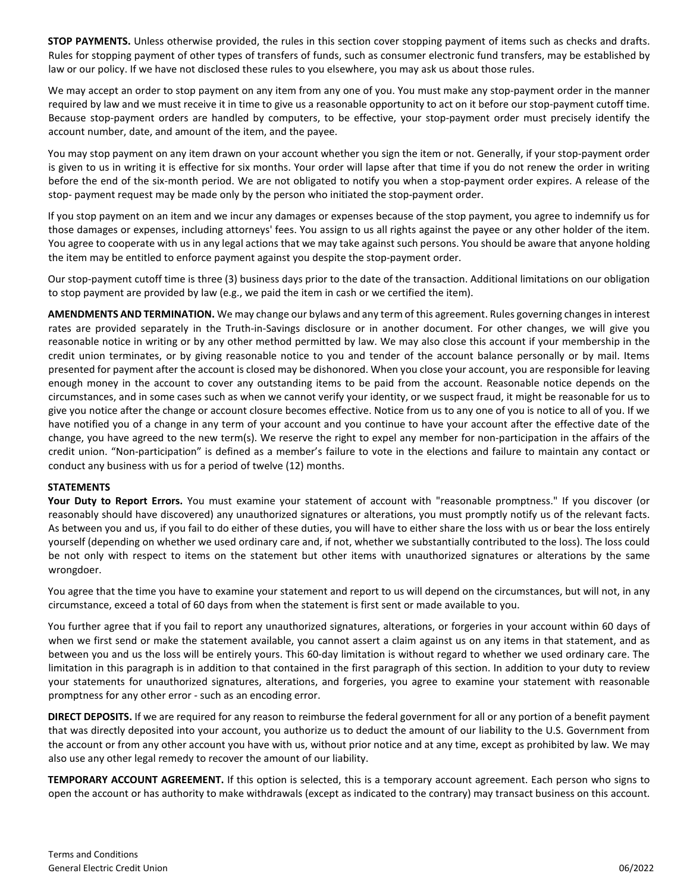**STOP PAYMENTS.** Unless otherwise provided, the rules in this section cover stopping payment of items such as checks and drafts. Rules for stopping payment of other types of transfers of funds, such as consumer electronic fund transfers, may be established by law or our policy. If we have not disclosed these rules to you elsewhere, you may ask us about those rules.

We may accept an order to stop payment on any item from any one of you. You must make any stop-payment order in the manner required by law and we must receive it in time to give us a reasonable opportunity to act on it before our stop-payment cutoff time. Because stop-payment orders are handled by computers, to be effective, your stop-payment order must precisely identify the account number, date, and amount of the item, and the payee.

You may stop payment on any item drawn on your account whether you sign the item or not. Generally, if your stop-payment order is given to us in writing it is effective for six months. Your order will lapse after that time if you do not renew the order in writing before the end of the six-month period. We are not obligated to notify you when a stop-payment order expires. A release of the stop- payment request may be made only by the person who initiated the stop-payment order.

If you stop payment on an item and we incur any damages or expenses because of the stop payment, you agree to indemnify us for those damages or expenses, including attorneys' fees. You assign to us all rights against the payee or any other holder of the item. You agree to cooperate with us in any legal actions that we may take against such persons. You should be aware that anyone holding the item may be entitled to enforce payment against you despite the stop-payment order.

Our stop-payment cutoff time is three (3) business days prior to the date of the transaction. Additional limitations on our obligation to stop payment are provided by law (e.g., we paid the item in cash or we certified the item).

**AMENDMENTS AND TERMINATION.** We may change our bylaws and any term of this agreement. Rules governing changes in interest rates are provided separately in the Truth-in-Savings disclosure or in another document. For other changes, we will give you reasonable notice in writing or by any other method permitted by law. We may also close this account if your membership in the credit union terminates, or by giving reasonable notice to you and tender of the account balance personally or by mail. Items presented for payment after the account is closed may be dishonored. When you close your account, you are responsible for leaving enough money in the account to cover any outstanding items to be paid from the account. Reasonable notice depends on the circumstances, and in some cases such as when we cannot verify your identity, or we suspect fraud, it might be reasonable for us to give you notice after the change or account closure becomes effective. Notice from us to any one of you is notice to all of you. If we have notified you of a change in any term of your account and you continue to have your account after the effective date of the change, you have agreed to the new term(s). We reserve the right to expel any member for non-participation in the affairs of the credit union. "Non-participation" is defined as a member's failure to vote in the elections and failure to maintain any contact or conduct any business with us for a period of twelve (12) months.

**STATEMENTS**

**Your Duty to Report Errors.** You must examine your statement of account with "reasonable promptness." If you discover (or reasonably should have discovered) any unauthorized signatures or alterations, you must promptly notify us of the relevant facts. As between you and us, if you fail to do either of these duties, you will have to either share the loss with us or bear the loss entirely yourself (depending on whether we used ordinary care and, if not, whether we substantially contributed to the loss). The loss could be not only with respect to items on the statement but other items with unauthorized signatures or alterations by the same wrongdoer.

You agree that the time you have to examine your statement and report to us will depend on the circumstances, but will not, in any circumstance, exceed a total of 60 days from when the statement is first sent or made available to you.

You further agree that if you fail to report any unauthorized signatures, alterations, or forgeries in your account within 60 days of when we first send or make the statement available, you cannot assert a claim against us on any items in that statement, and as between you and us the loss will be entirely yours. This 60-day limitation is without regard to whether we used ordinary care. The limitation in this paragraph is in addition to that contained in the first paragraph of this section. In addition to your duty to review your statements for unauthorized signatures, alterations, and forgeries, you agree to examine your statement with reasonable promptness for any other error - such as an encoding error.

**DIRECT DEPOSITS.** If we are required for any reason to reimburse the federal government for all or any portion of a benefit payment that was directly deposited into your account, you authorize us to deduct the amount of our liability to the U.S. Government from the account or from any other account you have with us, without prior notice and at any time, except as prohibited by law. We may also use any other legal remedy to recover the amount of our liability.

**TEMPORARY ACCOUNT AGREEMENT.** If this option is selected, this is a temporary account agreement. Each person who signs to open the account or has authority to make withdrawals (except as indicated to the contrary) may transact business on this account.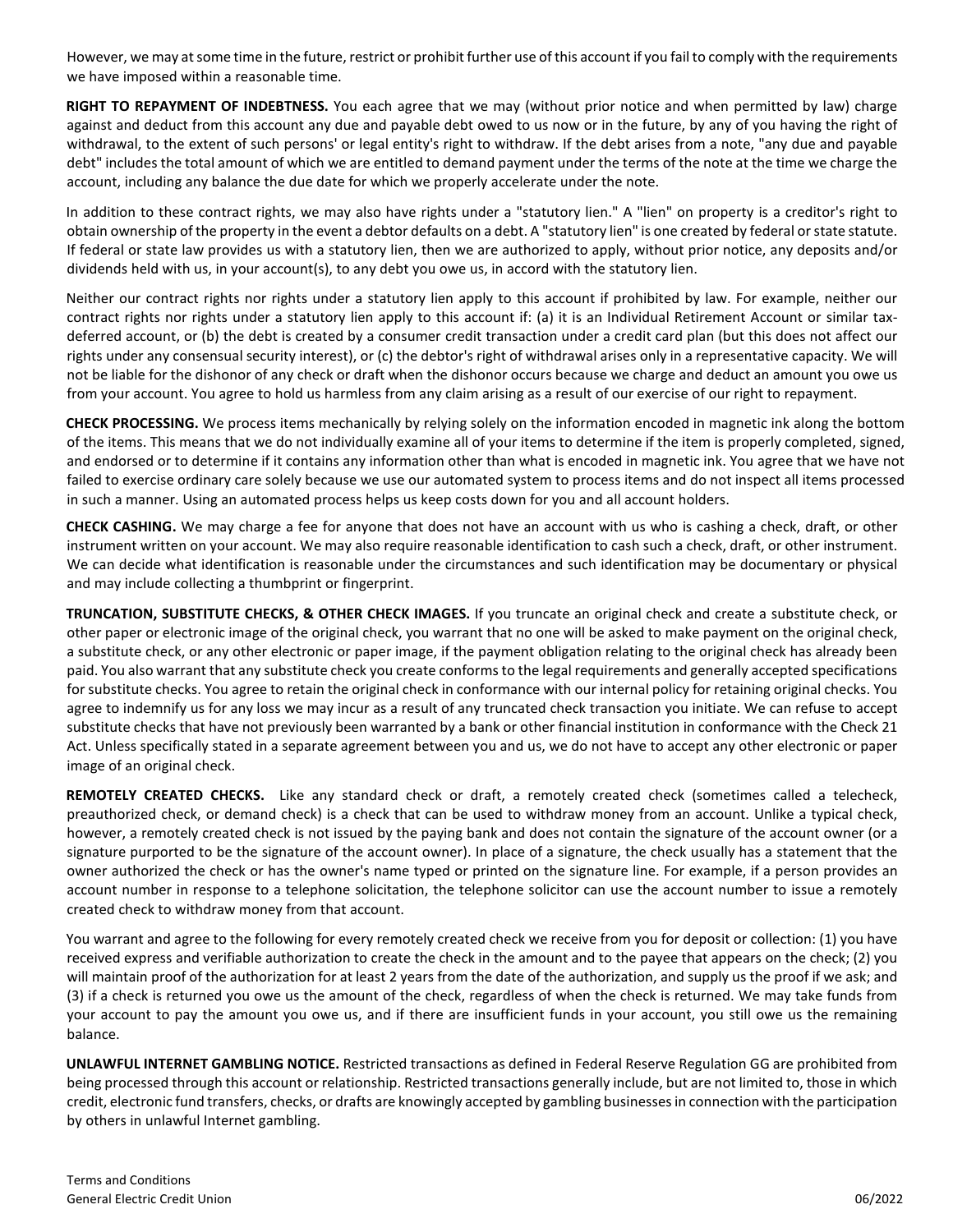However, we may at some time in the future, restrict or prohibit further use of this account if you fail to comply with the requirements we have imposed within a reasonable time.

**RIGHT TO REPAYMENT OF INDEBTNESS.** You each agree that we may (without prior notice and when permitted by law) charge against and deduct from this account any due and payable debt owed to us now or in the future, by any of you having the right of withdrawal, to the extent of such persons' or legal entity's right to withdraw. If the debt arises from a note, "any due and payable debt" includes the total amount of which we are entitled to demand payment under the terms of the note at the time we charge the account, including any balance the due date for which we properly accelerate under the note.

In addition to these contract rights, we may also have rights under a "statutory lien." A "lien" on property is a creditor's right to obtain ownership of the property in the event a debtor defaults on a debt. A "statutory lien" is one created by federal or state statute. If federal or state law provides us with a statutory lien, then we are authorized to apply, without prior notice, any deposits and/or dividends held with us, in your account(s), to any debt you owe us, in accord with the statutory lien.

Neither our contract rights nor rights under a statutory lien apply to this account if prohibited by law. For example, neither our contract rights nor rights under a statutory lien apply to this account if: (a) it is an Individual Retirement Account or similar tax-deferred account, or (b) the debt is created by a consumer credit transaction under a credit card plan (but this does not affect our rights under any consensual security interest), or (c) the debtor's right of withdrawal arises only in a representative capacity. We will not be liable for the dishonor of any check or draft when the dishonor occurs because we charge and deduct an amount you owe us from your account. You agree to hold us harmless from any claim arising as a result of our exercise of our right to repayment.

**CHECK PROCESSING.** We process items mechanically by relying solely on the information encoded in magnetic ink along the bottom of the items. This means that we do not individually examine all of your items to determine if the item is properly completed, signed, and endorsed or to determine if it contains any information other than what is encoded in magnetic ink. You agree that we have not failed to exercise ordinary care solely because we use our automated system to process items and do not inspect all items processed in such a manner. Using an automated process helps us keep costs down for you and all account holders.

**CHECK CASHING.** We may charge a fee for anyone that does not have an account with us who is cashing a check, draft, or other instrument written on your account. We may also require reasonable identification to cash such a check, draft, or other instrument. We can decide what identification is reasonable under the circumstances and such identification may be documentary or physical and may include collecting a thumbprint or fingerprint.

**TRUNCATION, SUBSTITUTE CHECKS, & OTHER CHECK IMAGES.** If you truncate an original check and create a substitute check, or other paper or electronic image of the original check, you warrant that no one will be asked to make payment on the original check, a substitute check, or any other electronic or paper image, if the payment obligation relating to the original check has already been paid. You also warrant that any substitute check you create conforms to the legal requirements and generally accepted specifications for substitute checks. You agree to retain the original check in conformance with our internal policy for retaining original checks. You agree to indemnify us for any loss we may incur as a result of any truncated check transaction you initiate. We can refuse to accept substitute checks that have not previously been warranted by a bank or other financial institution in conformance with the Check 21 Act. Unless specifically stated in a separate agreement between you and us, we do not have to accept any other electronic or paper image of an original check.

**REMOTELY CREATED CHECKS.** Like any standard check or draft, a remotely created check (sometimes called a telecheck, preauthorized check, or demand check) is a check that can be used to withdraw money from an account. Unlike a typical check, however, a remotely created check is not issued by the paying bank and does not contain the signature of the account owner (or a signature purported to be the signature of the account owner). In place of a signature, the check usually has a statement that the owner authorized the check or has the owner's name typed or printed on the signature line. For example, if a person provides an account number in response to a telephone solicitation, the telephone solicitor can use the account number to issue a remotely created check to withdraw money from that account.

You warrant and agree to the following for every remotely created check we receive from you for deposit or collection: (1) you have received express and verifiable authorization to create the check in the amount and to the payee that appears on the check; (2) you will maintain proof of the authorization for at least 2 years from the date of the authorization, and supply us the proof if we ask; and (3) if a check is returned you owe us the amount of the check, regardless of when the check is returned. We may take funds from your account to pay the amount you owe us, and if there are insufficient funds in your account, you still owe us the remaining balance.

**UNLAWFUL INTERNET GAMBLING NOTICE.** Restricted transactions as defined in Federal Reserve Regulation GG are prohibited from being processed through this account or relationship. Restricted transactions generally include, but are not limited to, those in which credit, electronic fund transfers, checks, or drafts are knowingly accepted by gambling businesses in connection with the participation by others in unlawful Internet gambling.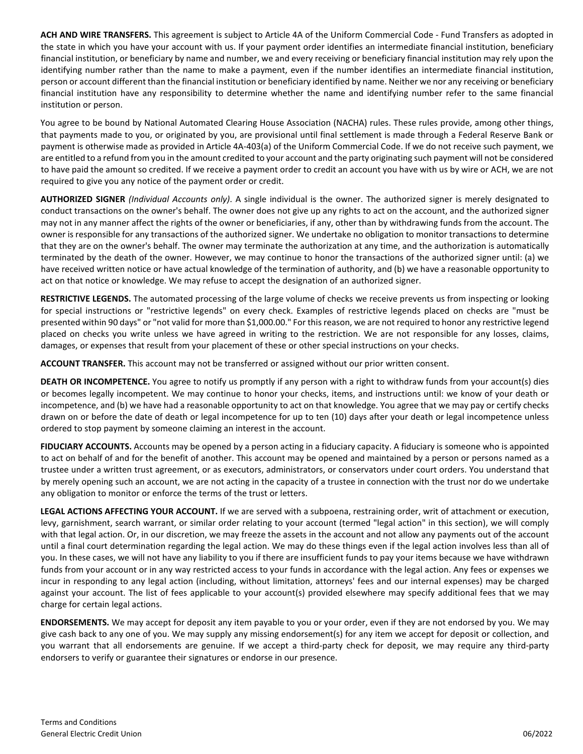**ACH AND WIRE TRANSFERS.** This agreement is subject to Article 4A of the Uniform Commercial Code - Fund Transfers as adopted in the state in which you have your account with us. If your payment order identifies an intermediate financial institution, beneficiary financial institution, or beneficiary by name and number, we and every receiving or beneficiary financial institution may rely upon the identifying number rather than the name to make a payment, even if the number identifies an intermediate financial institution, person or account different than the financial institution or beneficiary identified by name. Neither we nor any receiving or beneficiary financial institution have any responsibility to determine whether the name and identifying number refer to the same financial institution or person.

You agree to be bound by National Automated Clearing House Association (NACHA) rules. These rules provide, among other things, that payments made to you, or originated by you, are provisional until final settlement is made through a Federal Reserve Bank or payment is otherwise made as provided in Article 4A-403(a) of the Uniform Commercial Code. If we do not receive such payment, we are entitled to a refund from you in the amount credited to your account and the party originating such payment will not be considered to have paid the amount so credited. If we receive a payment order to credit an account you have with us by wire or ACH, we are not required to give you any notice of the payment order or credit.

**AUTHORIZED SIGNER** *(Individual Accounts only)*. A single individual is the owner. The authorized signer is merely designated to conduct transactions on the owner's behalf. The owner does not give up any rights to act on the account, and the authorized signer may not in any manner affect the rights of the owner or beneficiaries, if any, other than by withdrawing funds from the account. The owner is responsible for any transactions of the authorized signer. We undertake no obligation to monitor transactions to determine that they are on the owner's behalf. The owner may terminate the authorization at any time, and the authorization is automatically terminated by the death of the owner. However, we may continue to honor the transactions of the authorized signer until: (a) we have received written notice or have actual knowledge of the termination of authority, and (b) we have a reasonable opportunity to act on that notice or knowledge. We may refuse to accept the designation of an authorized signer.

**RESTRICTIVE LEGENDS.** The automated processing of the large volume of checks we receive prevents us from inspecting or looking for special instructions or "restrictive legends" on every check. Examples of restrictive legends placed on checks are "must be presented within 90 days" or "not valid for more than $1,000.00." For this reason, we are not required to honor any restrictive legend placed on checks you write unless we have agreed in writing to the restriction. We are not responsible for any losses, claims, damages, or expenses that result from your placement of these or other special instructions on your checks.

**ACCOUNT TRANSFER.** This account may not be transferred or assigned without our prior written consent.

**DEATH OR INCOMPETENCE.** You agree to notify us promptly if any person with a right to withdraw funds from your account(s) dies or becomes legally incompetent. We may continue to honor your checks, items, and instructions until: we know of your death or incompetence, and (b) we have had a reasonable opportunity to act on that knowledge. You agree that we may pay or certify checks drawn on or before the date of death or legal incompetence for up to ten (10) days after your death or legal incompetence unless ordered to stop payment by someone claiming an interest in the account.

**FIDUCIARY ACCOUNTS.** Accounts may be opened by a person acting in a fiduciary capacity. A fiduciary is someone who is appointed to act on behalf of and for the benefit of another. This account may be opened and maintained by a person or persons named as a trustee under a written trust agreement, or as executors, administrators, or conservators under court orders. You understand that by merely opening such an account, we are not acting in the capacity of a trustee in connection with the trust nor do we undertake any obligation to monitor or enforce the terms of the trust or letters.

**LEGAL ACTIONS AFFECTING YOUR ACCOUNT.** If we are served with a subpoena, restraining order, writ of attachment or execution, levy, garnishment, search warrant, or similar order relating to your account (termed "legal action" in this section), we will comply with that legal action. Or, in our discretion, we may freeze the assets in the account and not allow any payments out of the account until a final court determination regarding the legal action. We may do these things even if the legal action involves less than all of you. In these cases, we will not have any liability to you if there are insufficient funds to pay your items because we have withdrawn funds from your account or in any way restricted access to your funds in accordance with the legal action. Any fees or expenses we incur in responding to any legal action (including, without limitation, attorneys' fees and our internal expenses) may be charged against your account. The list of fees applicable to your account(s) provided elsewhere may specify additional fees that we may charge for certain legal actions.

**ENDORSEMENTS.** We may accept for deposit any item payable to you or your order, even if they are not endorsed by you. We may give cash back to any one of you. We may supply any missing endorsement(s) for any item we accept for deposit or collection, and you warrant that all endorsements are genuine. If we accept a third-party check for deposit, we may require any third-party endorsers to verify or guarantee their signatures or endorse in our presence.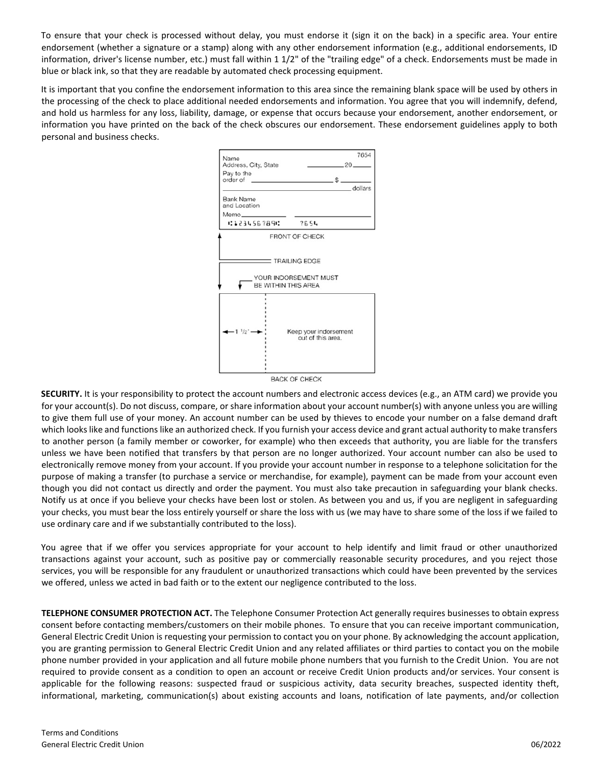To ensure that your check is processed without delay, you must endorse it (sign it on the back) in a specific area. Your entire endorsement (whether a signature or a stamp) along with any other endorsement information (e.g., additional endorsements, ID information, driver's license number, etc.) must fall within 1 1/2" of the "trailing edge" of a check. Endorsements must be made in blue or black ink, so that they are readable by automated check processing equipment.

It is important that you confine the endorsement information to this area since the remaining blank space will be used by others in the processing of the check to place additional needed endorsements and information. You agree that you will indemnify, defend, and hold us harmless for any loss, liability, damage, or expense that occurs because your endorsement, another endorsement, or information you have printed on the back of the check obscures our endorsement. These endorsement guidelines apply to both personal and business checks.

Name
Address, City, State 7654
_______ 20 ____
Pay to the order of ______________ $ ______
______________________________ dollars
Bank Name and Location
Memo ________ ______________
⑆123456789⑆ 7654

FRONT OF CHECK

TRAILING EDGE

YOUR INDORSEMENT MUST BE WITHIN THIS AREA

← 1 1/2" →

Keep your indorsement out of this area.

BACK OF CHECK

**SECURITY.** It is your responsibility to protect the account numbers and electronic access devices (e.g., an ATM card) we provide you for your account(s). Do not discuss, compare, or share information about your account number(s) with anyone unless you are willing to give them full use of your money. An account number can be used by thieves to encode your number on a false demand draft which looks like and functions like an authorized check. If you furnish your access device and grant actual authority to make transfers to another person (a family member or coworker, for example) who then exceeds that authority, you are liable for the transfers unless we have been notified that transfers by that person are no longer authorized. Your account number can also be used to electronically remove money from your account. If you provide your account number in response to a telephone solicitation for the purpose of making a transfer (to purchase a service or merchandise, for example), payment can be made from your account even though you did not contact us directly and order the payment. You must also take precaution in safeguarding your blank checks. Notify us at once if you believe your checks have been lost or stolen. As between you and us, if you are negligent in safeguarding your checks, you must bear the loss entirely yourself or share the loss with us (we may have to share some of the loss if we failed to use ordinary care and if we substantially contributed to the loss).

You agree that if we offer you services appropriate for your account to help identify and limit fraud or other unauthorized transactions against your account, such as positive pay or commercially reasonable security procedures, and you reject those services, you will be responsible for any fraudulent or unauthorized transactions which could have been prevented by the services we offered, unless we acted in bad faith or to the extent our negligence contributed to the loss.

**TELEPHONE CONSUMER PROTECTION ACT.** The Telephone Consumer Protection Act generally requires businesses to obtain express consent before contacting members/customers on their mobile phones. To ensure that you can receive important communication, General Electric Credit Union is requesting your permission to contact you on your phone. By acknowledging the account application, you are granting permission to General Electric Credit Union and any related affiliates or third parties to contact you on the mobile phone number provided in your application and all future mobile phone numbers that you furnish to the Credit Union. You are not required to provide consent as a condition to open an account or receive Credit Union products and/or services. Your consent is applicable for the following reasons: suspected fraud or suspicious activity, data security breaches, suspected identity theft, informational, marketing, communication(s) about existing accounts and loans, notification of late payments, and/or collection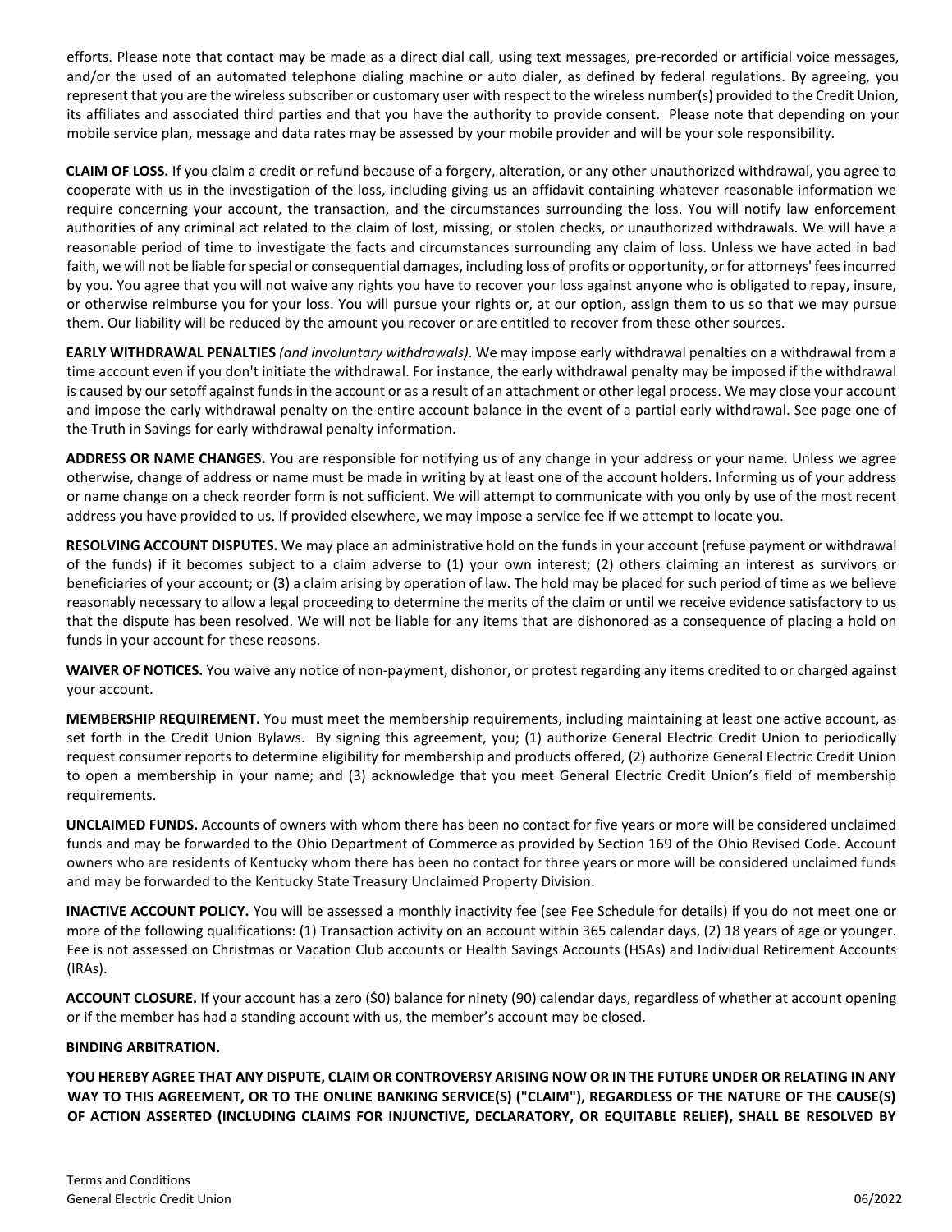efforts. Please note that contact may be made as a direct dial call, using text messages, pre-recorded or artificial voice messages, and/or the used of an automated telephone dialing machine or auto dialer, as defined by federal regulations. By agreeing, you represent that you are the wireless subscriber or customary user with respect to the wireless number(s) provided to the Credit Union, its affiliates and associated third parties and that you have the authority to provide consent. Please note that depending on your mobile service plan, message and data rates may be assessed by your mobile provider and will be your sole responsibility.

**CLAIM OF LOSS.** If you claim a credit or refund because of a forgery, alteration, or any other unauthorized withdrawal, you agree to cooperate with us in the investigation of the loss, including giving us an affidavit containing whatever reasonable information we require concerning your account, the transaction, and the circumstances surrounding the loss. You will notify law enforcement authorities of any criminal act related to the claim of lost, missing, or stolen checks, or unauthorized withdrawals. We will have a reasonable period of time to investigate the facts and circumstances surrounding any claim of loss. Unless we have acted in bad faith, we will not be liable for special or consequential damages, including loss of profits or opportunity, or for attorneys' fees incurred by you. You agree that you will not waive any rights you have to recover your loss against anyone who is obligated to repay, insure, or otherwise reimburse you for your loss. You will pursue your rights or, at our option, assign them to us so that we may pursue them. Our liability will be reduced by the amount you recover or are entitled to recover from these other sources.

**EARLY WITHDRAWAL PENALTIES** *(and involuntary withdrawals)*. We may impose early withdrawal penalties on a withdrawal from a time account even if you don't initiate the withdrawal. For instance, the early withdrawal penalty may be imposed if the withdrawal is caused by our setoff against funds in the account or as a result of an attachment or other legal process. We may close your account and impose the early withdrawal penalty on the entire account balance in the event of a partial early withdrawal. See page one of the Truth in Savings for early withdrawal penalty information.

**ADDRESS OR NAME CHANGES.** You are responsible for notifying us of any change in your address or your name. Unless we agree otherwise, change of address or name must be made in writing by at least one of the account holders. Informing us of your address or name change on a check reorder form is not sufficient. We will attempt to communicate with you only by use of the most recent address you have provided to us. If provided elsewhere, we may impose a service fee if we attempt to locate you.

**RESOLVING ACCOUNT DISPUTES.** We may place an administrative hold on the funds in your account (refuse payment or withdrawal of the funds) if it becomes subject to a claim adverse to (1) your own interest; (2) others claiming an interest as survivors or beneficiaries of your account; or (3) a claim arising by operation of law. The hold may be placed for such period of time as we believe reasonably necessary to allow a legal proceeding to determine the merits of the claim or until we receive evidence satisfactory to us that the dispute has been resolved. We will not be liable for any items that are dishonored as a consequence of placing a hold on funds in your account for these reasons.

**WAIVER OF NOTICES.** You waive any notice of non-payment, dishonor, or protest regarding any items credited to or charged against your account.

**MEMBERSHIP REQUIREMENT.** You must meet the membership requirements, including maintaining at least one active account, as set forth in the Credit Union Bylaws. By signing this agreement, you; (1) authorize General Electric Credit Union to periodically request consumer reports to determine eligibility for membership and products offered, (2) authorize General Electric Credit Union to open a membership in your name; and (3) acknowledge that you meet General Electric Credit Union's field of membership requirements.

**UNCLAIMED FUNDS.** Accounts of owners with whom there has been no contact for five years or more will be considered unclaimed funds and may be forwarded to the Ohio Department of Commerce as provided by Section 169 of the Ohio Revised Code. Account owners who are residents of Kentucky whom there has been no contact for three years or more will be considered unclaimed funds and may be forwarded to the Kentucky State Treasury Unclaimed Property Division.

**INACTIVE ACCOUNT POLICY.** You will be assessed a monthly inactivity fee (see Fee Schedule for details) if you do not meet one or more of the following qualifications: (1) Transaction activity on an account within 365 calendar days, (2) 18 years of age or younger. Fee is not assessed on Christmas or Vacation Club accounts or Health Savings Accounts (HSAs) and Individual Retirement Accounts (IRAs).

**ACCOUNT CLOSURE.** If your account has a zero ($0) balance for ninety (90) calendar days, regardless of whether at account opening or if the member has had a standing account with us, the member's account may be closed.

**BINDING ARBITRATION.**

**YOU HEREBY AGREE THAT ANY DISPUTE, CLAIM OR CONTROVERSY ARISING NOW OR IN THE FUTURE UNDER OR RELATING IN ANY WAY TO THIS AGREEMENT, OR TO THE ONLINE BANKING SERVICE(S) ("CLAIM"), REGARDLESS OF THE NATURE OF THE CAUSE(S) OF ACTION ASSERTED (INCLUDING CLAIMS FOR INJUNCTIVE, DECLARATORY, OR EQUITABLE RELIEF), SHALL BE RESOLVED BY**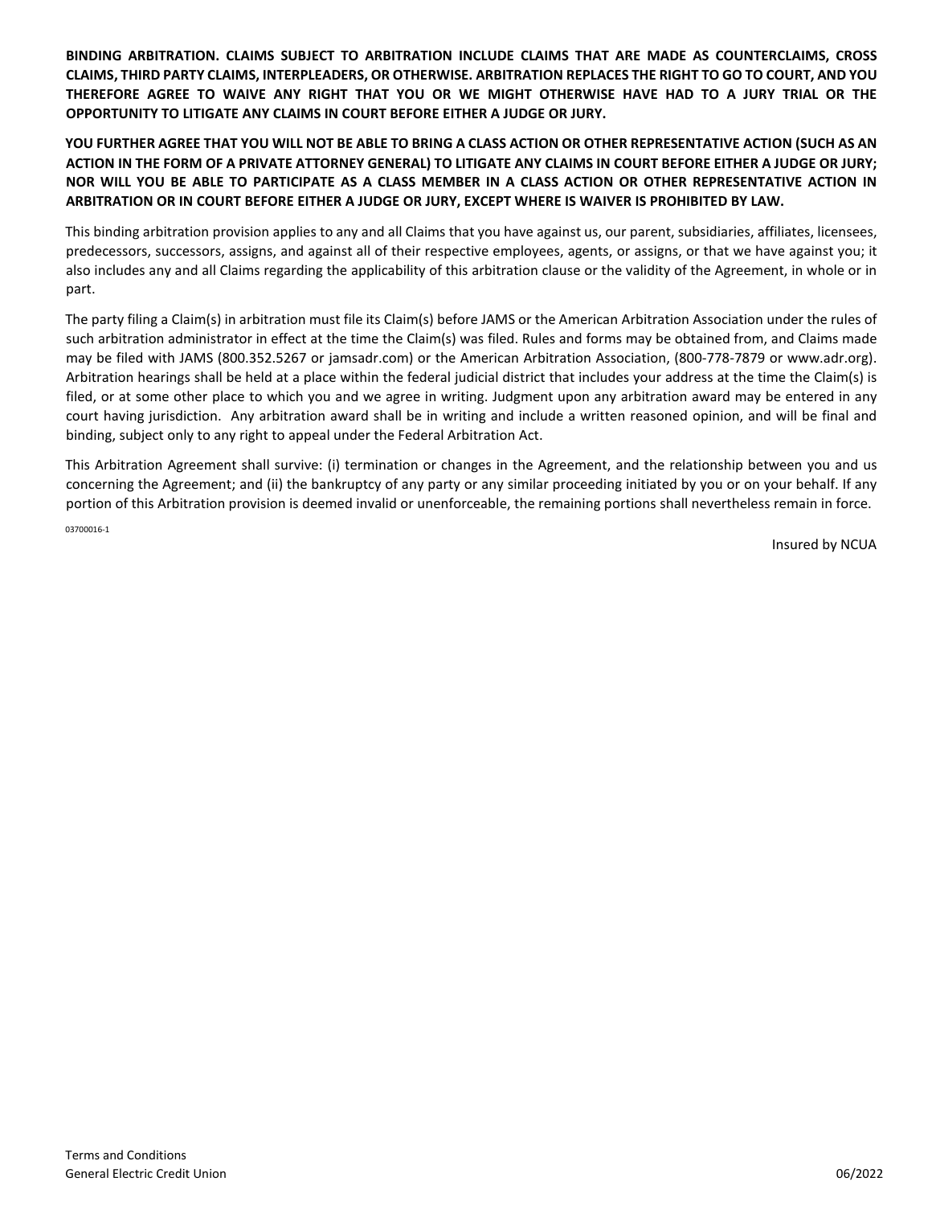**BINDING ARBITRATION. CLAIMS SUBJECT TO ARBITRATION INCLUDE CLAIMS THAT ARE MADE AS COUNTERCLAIMS, CROSS CLAIMS, THIRD PARTY CLAIMS, INTERPLEADERS, OR OTHERWISE. ARBITRATION REPLACES THE RIGHT TO GO TO COURT, AND YOU THEREFORE AGREE TO WAIVE ANY RIGHT THAT YOU OR WE MIGHT OTHERWISE HAVE HAD TO A JURY TRIAL OR THE OPPORTUNITY TO LITIGATE ANY CLAIMS IN COURT BEFORE EITHER A JUDGE OR JURY.**

**YOU FURTHER AGREE THAT YOU WILL NOT BE ABLE TO BRING A CLASS ACTION OR OTHER REPRESENTATIVE ACTION (SUCH AS AN ACTION IN THE FORM OF A PRIVATE ATTORNEY GENERAL) TO LITIGATE ANY CLAIMS IN COURT BEFORE EITHER A JUDGE OR JURY; NOR WILL YOU BE ABLE TO PARTICIPATE AS A CLASS MEMBER IN A CLASS ACTION OR OTHER REPRESENTATIVE ACTION IN ARBITRATION OR IN COURT BEFORE EITHER A JUDGE OR JURY, EXCEPT WHERE IS WAIVER IS PROHIBITED BY LAW.**

This binding arbitration provision applies to any and all Claims that you have against us, our parent, subsidiaries, affiliates, licensees, predecessors, successors, assigns, and against all of their respective employees, agents, or assigns, or that we have against you; it also includes any and all Claims regarding the applicability of this arbitration clause or the validity of the Agreement, in whole or in part.

The party filing a Claim(s) in arbitration must file its Claim(s) before JAMS or the American Arbitration Association under the rules of such arbitration administrator in effect at the time the Claim(s) was filed. Rules and forms may be obtained from, and Claims made may be filed with JAMS (800.352.5267 or jamsadr.com) or the American Arbitration Association, (800-778-7879 or www.adr.org). Arbitration hearings shall be held at a place within the federal judicial district that includes your address at the time the Claim(s) is filed, or at some other place to which you and we agree in writing. Judgment upon any arbitration award may be entered in any court having jurisdiction. Any arbitration award shall be in writing and include a written reasoned opinion, and will be final and binding, subject only to any right to appeal under the Federal Arbitration Act.

This Arbitration Agreement shall survive: (i) termination or changes in the Agreement, and the relationship between you and us concerning the Agreement; and (ii) the bankruptcy of any party or any similar proceeding initiated by you or on your behalf. If any portion of this Arbitration provision is deemed invalid or unenforceable, the remaining portions shall nevertheless remain in force.

03700016-1

Insured by NCUA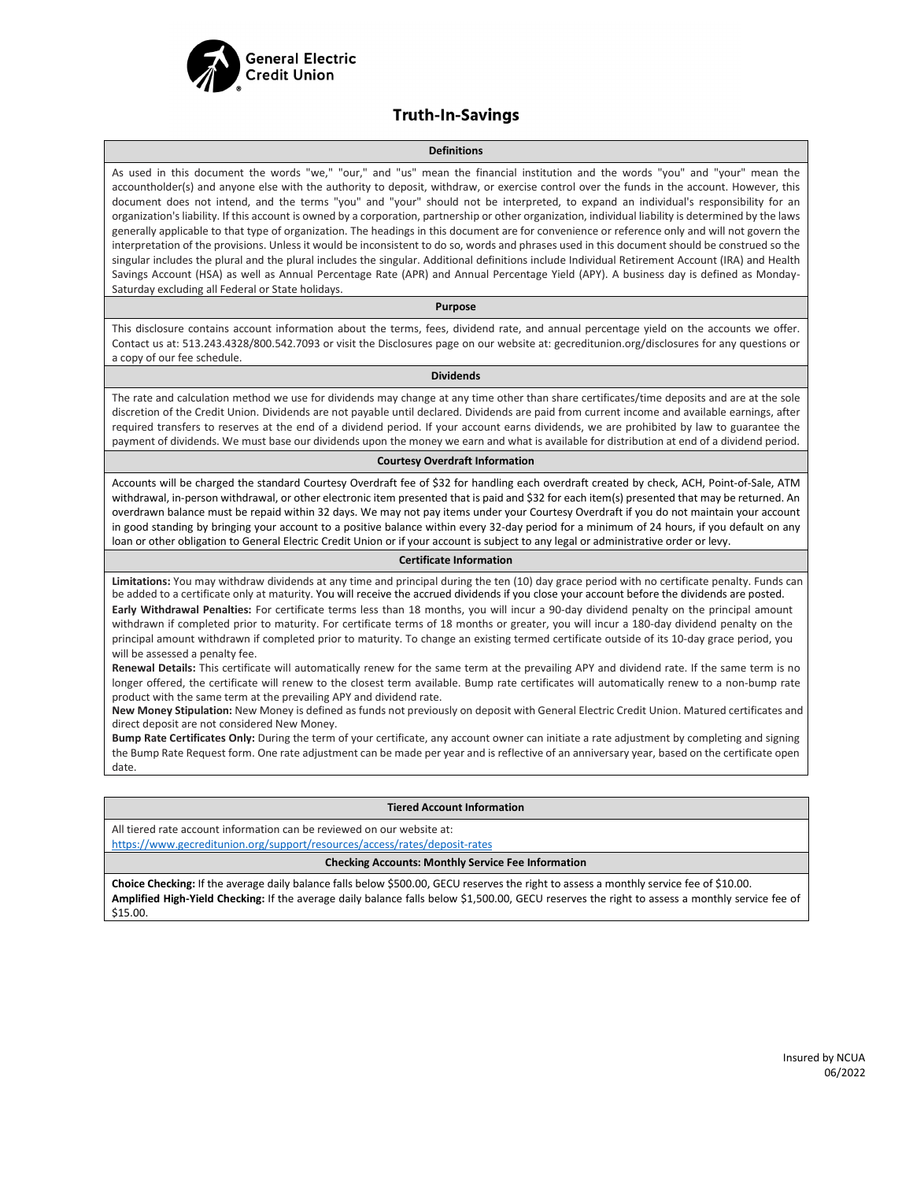General Electric Credit Union

# Truth-In-Savings

## Definitions

As used in this document the words "we," "our," and "us" mean the financial institution and the words "you" and "your" mean the accountholder(s) and anyone else with the authority to deposit, withdraw, or exercise control over the funds in the account. However, this document does not intend, and the terms "you" and "your" should not be interpreted, to expand an individual's responsibility for an organization's liability. If this account is owned by a corporation, partnership or other organization, individual liability is determined by the laws generally applicable to that type of organization. The headings in this document are for convenience or reference only and will not govern the interpretation of the provisions. Unless it would be inconsistent to do so, words and phrases used in this document should be construed so the singular includes the plural and the plural includes the singular. Additional definitions include Individual Retirement Account (IRA) and Health Savings Account (HSA) as well as Annual Percentage Rate (APR) and Annual Percentage Yield (APY). A business day is defined as Monday-Saturday excluding all Federal or State holidays.

## Purpose

This disclosure contains account information about the terms, fees, dividend rate, and annual percentage yield on the accounts we offer. Contact us at: 513.243.4328/800.542.7093 or visit the Disclosures page on our website at: gecreditunion.org/disclosures for any questions or a copy of our fee schedule.

## Dividends

The rate and calculation method we use for dividends may change at any time other than share certificates/time deposits and are at the sole discretion of the Credit Union. Dividends are not payable until declared. Dividends are paid from current income and available earnings, after required transfers to reserves at the end of a dividend period. If your account earns dividends, we are prohibited by law to guarantee the payment of dividends. We must base our dividends upon the money we earn and what is available for distribution at end of a dividend period.

## Courtesy Overdraft Information

Accounts will be charged the standard Courtesy Overdraft fee of $32 for handling each overdraft created by check, ACH, Point-of-Sale, ATM withdrawal, in-person withdrawal, or other electronic item presented that is paid and $32 for each item(s) presented that may be returned. An overdrawn balance must be repaid within 32 days. We may not pay items under your Courtesy Overdraft if you do not maintain your account in good standing by bringing your account to a positive balance within every 32-day period for a minimum of 24 hours, if you default on any loan or other obligation to General Electric Credit Union or if your account is subject to any legal or administrative order or levy.

## Certificate Information

**Limitations:** You may withdraw dividends at any time and principal during the ten (10) day grace period with no certificate penalty. Funds can be added to a certificate only at maturity. You will receive the accrued dividends if you close your account before the dividends are posted.

**Early Withdrawal Penalties:** For certificate terms less than 18 months, you will incur a 90-day dividend penalty on the principal amount withdrawn if completed prior to maturity. For certificate terms of 18 months or greater, you will incur a 180-day dividend penalty on the principal amount withdrawn if completed prior to maturity. To change an existing termed certificate outside of its 10-day grace period, you will be assessed a penalty fee.

**Renewal Details:** This certificate will automatically renew for the same term at the prevailing APY and dividend rate. If the same term is no longer offered, the certificate will renew to the closest term available. Bump rate certificates will automatically renew to a non-bump rate product with the same term at the prevailing APY and dividend rate.

**New Money Stipulation:** New Money is defined as funds not previously on deposit with General Electric Credit Union. Matured certificates and direct deposit are not considered New Money.

**Bump Rate Certificates Only:** During the term of your certificate, any account owner can initiate a rate adjustment by completing and signing the Bump Rate Request form. One rate adjustment can be made per year and is reflective of an anniversary year, based on the certificate open date.

## Tiered Account Information

All tiered rate account information can be reviewed on our website at:
https://www.gecreditunion.org/support/resources/access/rates/deposit-rates

## Checking Accounts: Monthly Service Fee Information

**Choice Checking:** If the average daily balance falls below $500.00, GECU reserves the right to assess a monthly service fee of $10.00.

**Amplified High-Yield Checking:** If the average daily balance falls below $1,500.00, GECU reserves the right to assess a monthly service fee of $15.00.

Insured by NCUA
06/2022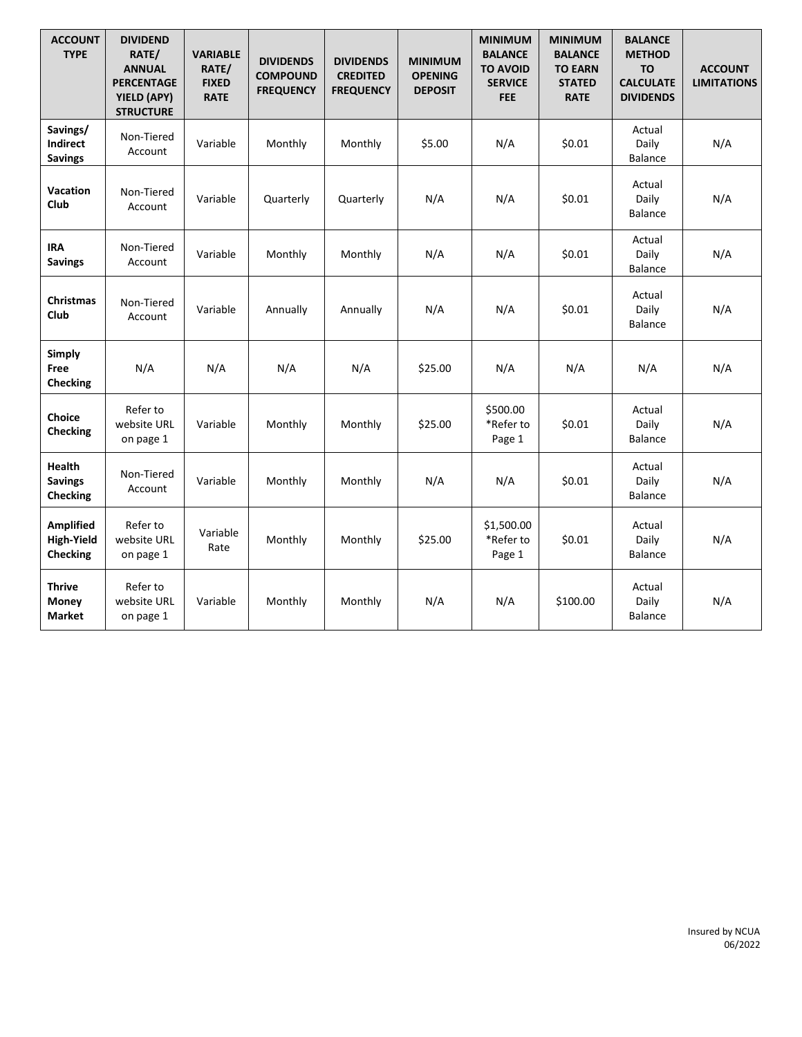| ACCOUNT TYPE | DIVIDEND RATE/ ANNUAL PERCENTAGE YIELD (APY) STRUCTURE | VARIABLE RATE/ FIXED RATE | DIVIDENDS COMPOUND FREQUENCY | DIVIDENDS CREDITED FREQUENCY | MINIMUM OPENING DEPOSIT | MINIMUM BALANCE TO AVOID SERVICE FEE | MINIMUM BALANCE TO EARN STATED RATE | BALANCE METHOD TO CALCULATE DIVIDENDS | ACCOUNT LIMITATIONS |
|---|---|---|---|---|---|---|---|---|---|
| **Savings/ Indirect Savings** | Non-Tiered Account | Variable | Monthly | Monthly | $5.00 | N/A | $0.01 | Actual Daily Balance | N/A |
| **Vacation Club** | Non-Tiered Account | Variable | Quarterly | Quarterly | N/A | N/A | $0.01 | Actual Daily Balance | N/A |
| **IRA Savings** | Non-Tiered Account | Variable | Monthly | Monthly | N/A | N/A | $0.01 | Actual Daily Balance | N/A |
| **Christmas Club** | Non-Tiered Account | Variable | Annually | Annually | N/A | N/A | $0.01 | Actual Daily Balance | N/A |
| **Simply Free Checking** | N/A | N/A | N/A | N/A | $25.00 | N/A | N/A | N/A | N/A |
| **Choice Checking** | Refer to website URL on page 1 | Variable | Monthly | Monthly | $25.00 | $500.00 *Refer to Page 1 | $0.01 | Actual Daily Balance | N/A |
| **Health Savings Checking** | Non-Tiered Account | Variable | Monthly | Monthly | N/A | N/A | $0.01 | Actual Daily Balance | N/A |
| **Amplified High-Yield Checking** | Refer to website URL on page 1 | Variable Rate | Monthly | Monthly | $25.00 | $1,500.00 *Refer to Page 1 | $0.01 | Actual Daily Balance | N/A |
| **Thrive Money Market** | Refer to website URL on page 1 | Variable | Monthly | Monthly | N/A | N/A | $100.00 | Actual Daily Balance | N/A |

Insured by NCUA
06/2022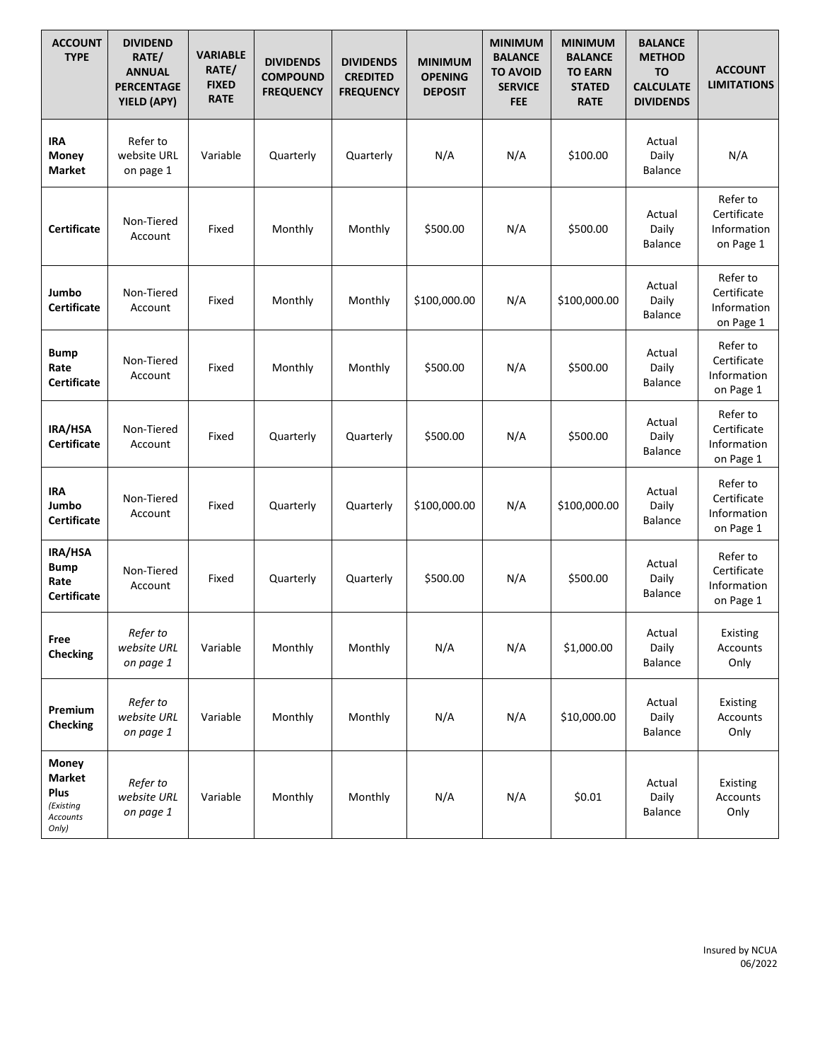| ACCOUNT TYPE | DIVIDEND RATE/ ANNUAL PERCENTAGE YIELD (APY) | VARIABLE RATE/ FIXED RATE | DIVIDENDS COMPOUND FREQUENCY | DIVIDENDS CREDITED FREQUENCY | MINIMUM OPENING DEPOSIT | MINIMUM BALANCE TO AVOID SERVICE FEE | MINIMUM BALANCE TO EARN STATED RATE | BALANCE METHOD TO CALCULATE DIVIDENDS | ACCOUNT LIMITATIONS |
|---|---|---|---|---|---|---|---|---|---|
| **IRA Money Market** | Refer to website URL on page 1 | Variable | Quarterly | Quarterly | N/A | N/A | $100.00 | Actual Daily Balance | N/A |
| **Certificate** | Non-Tiered Account | Fixed | Monthly | Monthly | $500.00 | N/A | $500.00 | Actual Daily Balance | Refer to Certificate Information on Page 1 |
| **Jumbo Certificate** | Non-Tiered Account | Fixed | Monthly | Monthly | $100,000.00 | N/A | $100,000.00 | Actual Daily Balance | Refer to Certificate Information on Page 1 |
| **Bump Rate Certificate** | Non-Tiered Account | Fixed | Monthly | Monthly | $500.00 | N/A | $500.00 | Actual Daily Balance | Refer to Certificate Information on Page 1 |
| **IRA/HSA Certificate** | Non-Tiered Account | Fixed | Quarterly | Quarterly | $500.00 | N/A | $500.00 | Actual Daily Balance | Refer to Certificate Information on Page 1 |
| **IRA Jumbo Certificate** | Non-Tiered Account | Fixed | Quarterly | Quarterly | $100,000.00 | N/A | $100,000.00 | Actual Daily Balance | Refer to Certificate Information on Page 1 |
| **IRA/HSA Bump Rate Certificate** | Non-Tiered Account | Fixed | Quarterly | Quarterly | $500.00 | N/A | $500.00 | Actual Daily Balance | Refer to Certificate Information on Page 1 |
| **Free Checking** | *Refer to website URL on page 1* | Variable | Monthly | Monthly | N/A | N/A | $1,000.00 | Actual Daily Balance | Existing Accounts Only |
| **Premium Checking** | *Refer to website URL on page 1* | Variable | Monthly | Monthly | N/A | N/A | $10,000.00 | Actual Daily Balance | Existing Accounts Only |
| **Money Market Plus** *(Existing Accounts Only)* | *Refer to website URL on page 1* | Variable | Monthly | Monthly | N/A | N/A | $0.01 | Actual Daily Balance | Existing Accounts Only |

Insured by NCUA
06/2022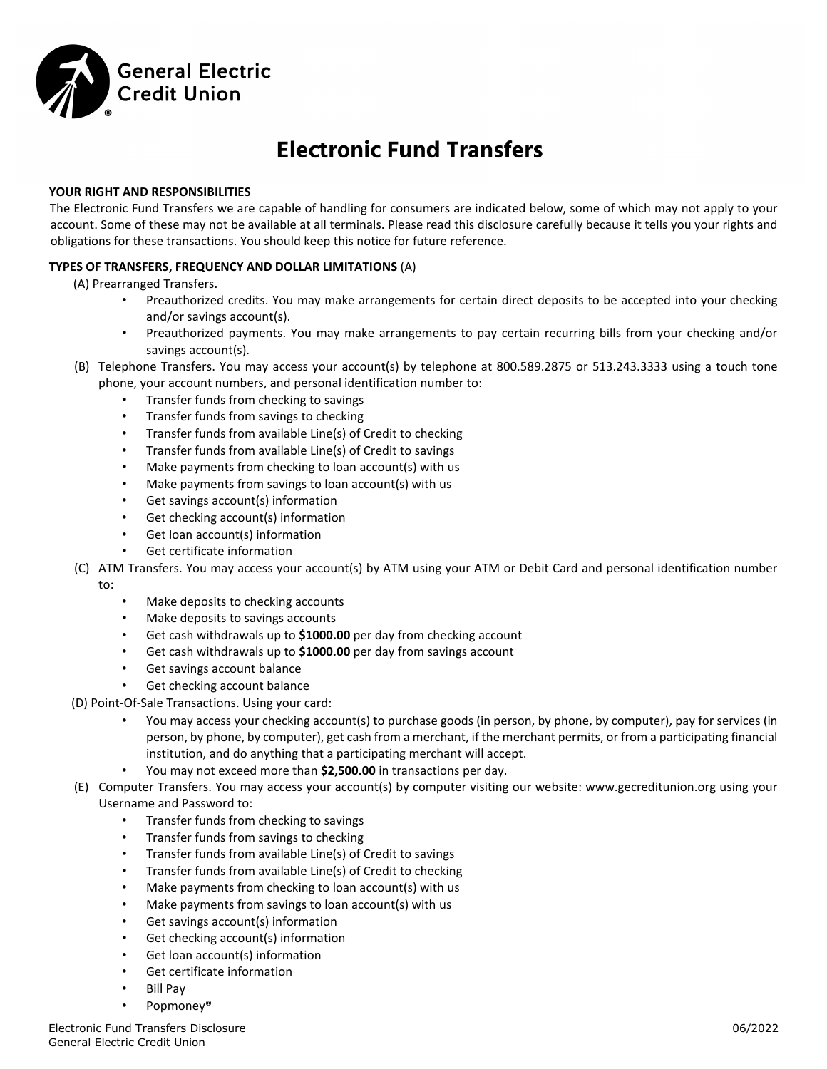General Electric Credit Union

# Electronic Fund Transfers

**YOUR RIGHT AND RESPONSIBILITIES**

The Electronic Fund Transfers we are capable of handling for consumers are indicated below, some of which may not apply to your account. Some of these may not be available at all terminals. Please read this disclosure carefully because it tells you your rights and obligations for these transactions. You should keep this notice for future reference.

**TYPES OF TRANSFERS, FREQUENCY AND DOLLAR LIMITATIONS** (A)

(A) Prearranged Transfers.

- Preauthorized credits. You may make arrangements for certain direct deposits to be accepted into your checking and/or savings account(s).
- Preauthorized payments. You may make arrangements to pay certain recurring bills from your checking and/or savings account(s).

(B) Telephone Transfers. You may access your account(s) by telephone at 800.589.2875 or 513.243.3333 using a touch tone phone, your account numbers, and personal identification number to:

- Transfer funds from checking to savings
- Transfer funds from savings to checking
- Transfer funds from available Line(s) of Credit to checking
- Transfer funds from available Line(s) of Credit to savings
- Make payments from checking to loan account(s) with us
- Make payments from savings to loan account(s) with us
- Get savings account(s) information
- Get checking account(s) information
- Get loan account(s) information
- Get certificate information

(C) ATM Transfers. You may access your account(s) by ATM using your ATM or Debit Card and personal identification number to:

- Make deposits to checking accounts
- Make deposits to savings accounts
- Get cash withdrawals up to **$1000.00** per day from checking account
- Get cash withdrawals up to **$1000.00** per day from savings account
- Get savings account balance
- Get checking account balance

(D) Point-Of-Sale Transactions. Using your card:

- You may access your checking account(s) to purchase goods (in person, by phone, by computer), pay for services (in person, by phone, by computer), get cash from a merchant, if the merchant permits, or from a participating financial institution, and do anything that a participating merchant will accept.
- You may not exceed more than **$2,500.00** in transactions per day.

(E) Computer Transfers. You may access your account(s) by computer visiting our website: www.gecreditunion.org using your Username and Password to:

- Transfer funds from checking to savings
- Transfer funds from savings to checking
- Transfer funds from available Line(s) of Credit to savings
- Transfer funds from available Line(s) of Credit to checking
- Make payments from checking to loan account(s) with us
- Make payments from savings to loan account(s) with us
- Get savings account(s) information
- Get checking account(s) information
- Get loan account(s) information
- Get certificate information
- Bill Pay
- Popmoney®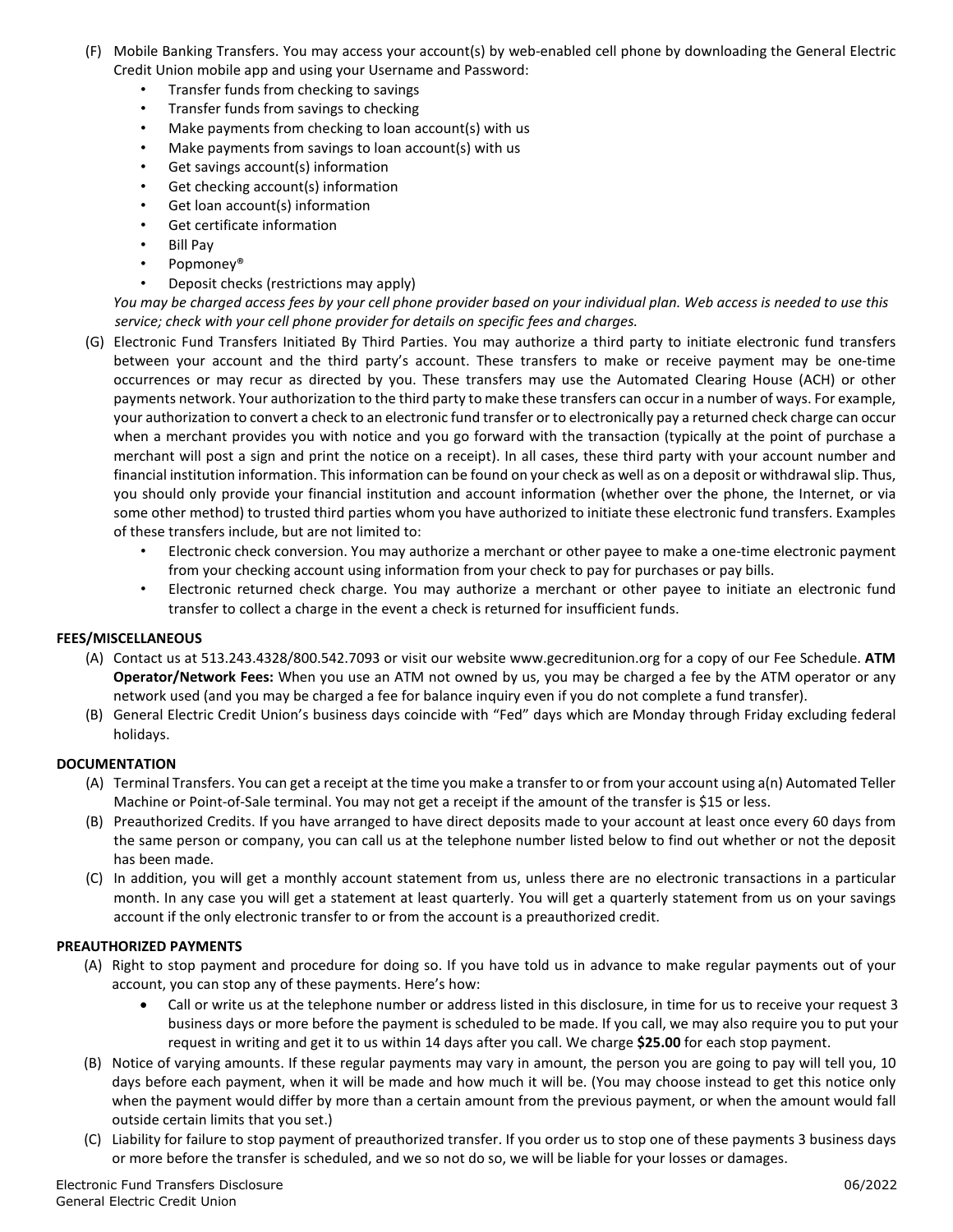(F) Mobile Banking Transfers. You may access your account(s) by web-enabled cell phone by downloading the General Electric Credit Union mobile app and using your Username and Password:

- Transfer funds from checking to savings
- Transfer funds from savings to checking
- Make payments from checking to loan account(s) with us
- Make payments from savings to loan account(s) with us
- Get savings account(s) information
- Get checking account(s) information
- Get loan account(s) information
- Get certificate information
- Bill Pay
- Popmoney®
- Deposit checks (restrictions may apply)

*You may be charged access fees by your cell phone provider based on your individual plan. Web access is needed to use this service; check with your cell phone provider for details on specific fees and charges.*

(G) Electronic Fund Transfers Initiated By Third Parties. You may authorize a third party to initiate electronic fund transfers between your account and the third party's account. These transfers to make or receive payment may be one-time occurrences or may recur as directed by you. These transfers may use the Automated Clearing House (ACH) or other payments network. Your authorization to the third party to make these transfers can occur in a number of ways. For example, your authorization to convert a check to an electronic fund transfer or to electronically pay a returned check charge can occur when a merchant provides you with notice and you go forward with the transaction (typically at the point of purchase a merchant will post a sign and print the notice on a receipt). In all cases, these third party with your account number and financial institution information. This information can be found on your check as well as on a deposit or withdrawal slip. Thus, you should only provide your financial institution and account information (whether over the phone, the Internet, or via some other method) to trusted third parties whom you have authorized to initiate these electronic fund transfers. Examples of these transfers include, but are not limited to:

- Electronic check conversion. You may authorize a merchant or other payee to make a one-time electronic payment from your checking account using information from your check to pay for purchases or pay bills.
- Electronic returned check charge. You may authorize a merchant or other payee to initiate an electronic fund transfer to collect a charge in the event a check is returned for insufficient funds.

**FEES/MISCELLANEOUS**

(A) Contact us at 513.243.4328/800.542.7093 or visit our website www.gecreditunion.org for a copy of our Fee Schedule. **ATM Operator/Network Fees:** When you use an ATM not owned by us, you may be charged a fee by the ATM operator or any network used (and you may be charged a fee for balance inquiry even if you do not complete a fund transfer).

(B) General Electric Credit Union's business days coincide with "Fed" days which are Monday through Friday excluding federal holidays.

**DOCUMENTATION**

(A) Terminal Transfers. You can get a receipt at the time you make a transfer to or from your account using a(n) Automated Teller Machine or Point-of-Sale terminal. You may not get a receipt if the amount of the transfer is $15 or less.

(B) Preauthorized Credits. If you have arranged to have direct deposits made to your account at least once every 60 days from the same person or company, you can call us at the telephone number listed below to find out whether or not the deposit has been made.

(C) In addition, you will get a monthly account statement from us, unless there are no electronic transactions in a particular month. In any case you will get a statement at least quarterly. You will get a quarterly statement from us on your savings account if the only electronic transfer to or from the account is a preauthorized credit.

**PREAUTHORIZED PAYMENTS**

(A) Right to stop payment and procedure for doing so. If you have told us in advance to make regular payments out of your account, you can stop any of these payments. Here's how:

- Call or write us at the telephone number or address listed in this disclosure, in time for us to receive your request 3 business days or more before the payment is scheduled to be made. If you call, we may also require you to put your request in writing and get it to us within 14 days after you call. We charge **$25.00** for each stop payment.

(B) Notice of varying amounts. If these regular payments may vary in amount, the person you are going to pay will tell you, 10 days before each payment, when it will be made and how much it will be. (You may choose instead to get this notice only when the payment would differ by more than a certain amount from the previous payment, or when the amount would fall outside certain limits that you set.)

(C) Liability for failure to stop payment of preauthorized transfer. If you order us to stop one of these payments 3 business days or more before the transfer is scheduled, and we so not do so, we will be liable for your losses or damages.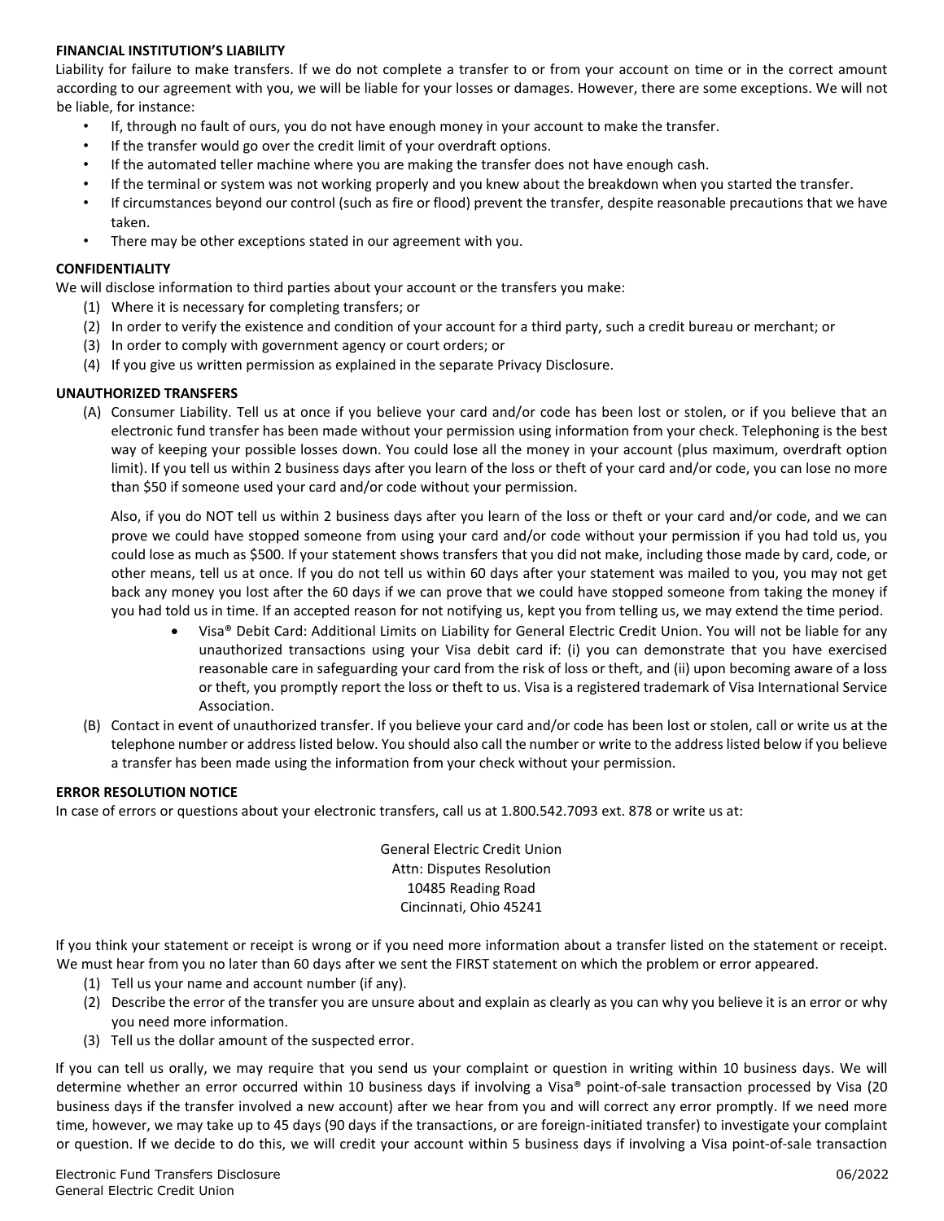**FINANCIAL INSTITUTION'S LIABILITY**

Liability for failure to make transfers. If we do not complete a transfer to or from your account on time or in the correct amount according to our agreement with you, we will be liable for your losses or damages. However, there are some exceptions. We will not be liable, for instance:

- If, through no fault of ours, you do not have enough money in your account to make the transfer.
- If the transfer would go over the credit limit of your overdraft options.
- If the automated teller machine where you are making the transfer does not have enough cash.
- If the terminal or system was not working properly and you knew about the breakdown when you started the transfer.
- If circumstances beyond our control (such as fire or flood) prevent the transfer, despite reasonable precautions that we have taken.
- There may be other exceptions stated in our agreement with you.

**CONFIDENTIALITY**

We will disclose information to third parties about your account or the transfers you make:

(1) Where it is necessary for completing transfers; or
(2) In order to verify the existence and condition of your account for a third party, such a credit bureau or merchant; or
(3) In order to comply with government agency or court orders; or
(4) If you give us written permission as explained in the separate Privacy Disclosure.

**UNAUTHORIZED TRANSFERS**

(A) Consumer Liability. Tell us at once if you believe your card and/or code has been lost or stolen, or if you believe that an electronic fund transfer has been made without your permission using information from your check. Telephoning is the best way of keeping your possible losses down. You could lose all the money in your account (plus maximum, overdraft option limit). If you tell us within 2 business days after you learn of the loss or theft of your card and/or code, you can lose no more than $50 if someone used your card and/or code without your permission.

Also, if you do NOT tell us within 2 business days after you learn of the loss or theft or your card and/or code, and we can prove we could have stopped someone from using your card and/or code without your permission if you had told us, you could lose as much as $500. If your statement shows transfers that you did not make, including those made by card, code, or other means, tell us at once. If you do not tell us within 60 days after your statement was mailed to you, you may not get back any money you lost after the 60 days if we can prove that we could have stopped someone from taking the money if you had told us in time. If an accepted reason for not notifying us, kept you from telling us, we may extend the time period.

- Visa® Debit Card: Additional Limits on Liability for General Electric Credit Union. You will not be liable for any unauthorized transactions using your Visa debit card if: (i) you can demonstrate that you have exercised reasonable care in safeguarding your card from the risk of loss or theft, and (ii) upon becoming aware of a loss or theft, you promptly report the loss or theft to us. Visa is a registered trademark of Visa International Service Association.

(B) Contact in event of unauthorized transfer. If you believe your card and/or code has been lost or stolen, call or write us at the telephone number or address listed below. You should also call the number or write to the address listed below if you believe a transfer has been made using the information from your check without your permission.

**ERROR RESOLUTION NOTICE**

In case of errors or questions about your electronic transfers, call us at 1.800.542.7093 ext. 878 or write us at:

General Electric Credit Union
Attn: Disputes Resolution
10485 Reading Road
Cincinnati, Ohio 45241

If you think your statement or receipt is wrong or if you need more information about a transfer listed on the statement or receipt. We must hear from you no later than 60 days after we sent the FIRST statement on which the problem or error appeared.

(1) Tell us your name and account number (if any).
(2) Describe the error of the transfer you are unsure about and explain as clearly as you can why you believe it is an error or why you need more information.
(3) Tell us the dollar amount of the suspected error.

If you can tell us orally, we may require that you send us your complaint or question in writing within 10 business days. We will determine whether an error occurred within 10 business days if involving a Visa® point-of-sale transaction processed by Visa (20 business days if the transfer involved a new account) after we hear from you and will correct any error promptly. If we need more time, however, we may take up to 45 days (90 days if the transactions, or are foreign-initiated transfer) to investigate your complaint or question. If we decide to do this, we will credit your account within 5 business days if involving a Visa point-of-sale transaction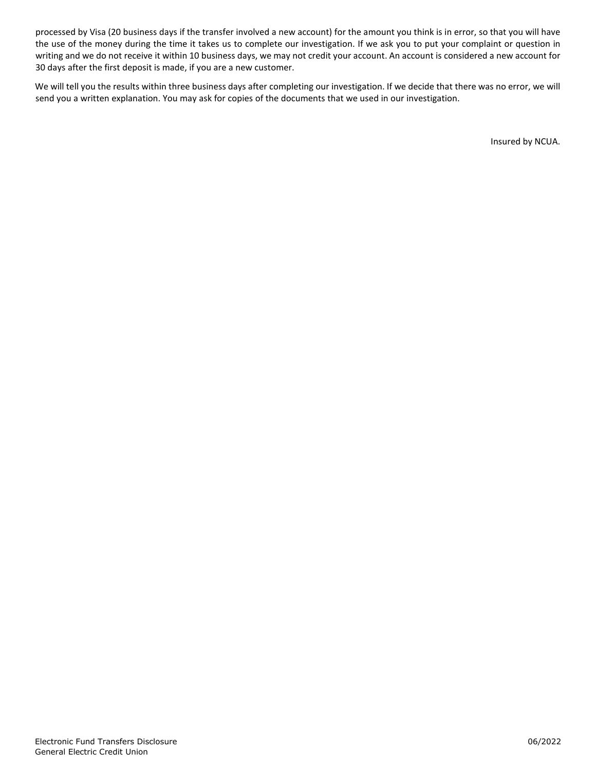processed by Visa (20 business days if the transfer involved a new account) for the amount you think is in error, so that you will have the use of the money during the time it takes us to complete our investigation. If we ask you to put your complaint or question in writing and we do not receive it within 10 business days, we may not credit your account. An account is considered a new account for 30 days after the first deposit is made, if you are a new customer.

We will tell you the results within three business days after completing our investigation. If we decide that there was no error, we will send you a written explanation. You may ask for copies of the documents that we used in our investigation.

Insured by NCUA.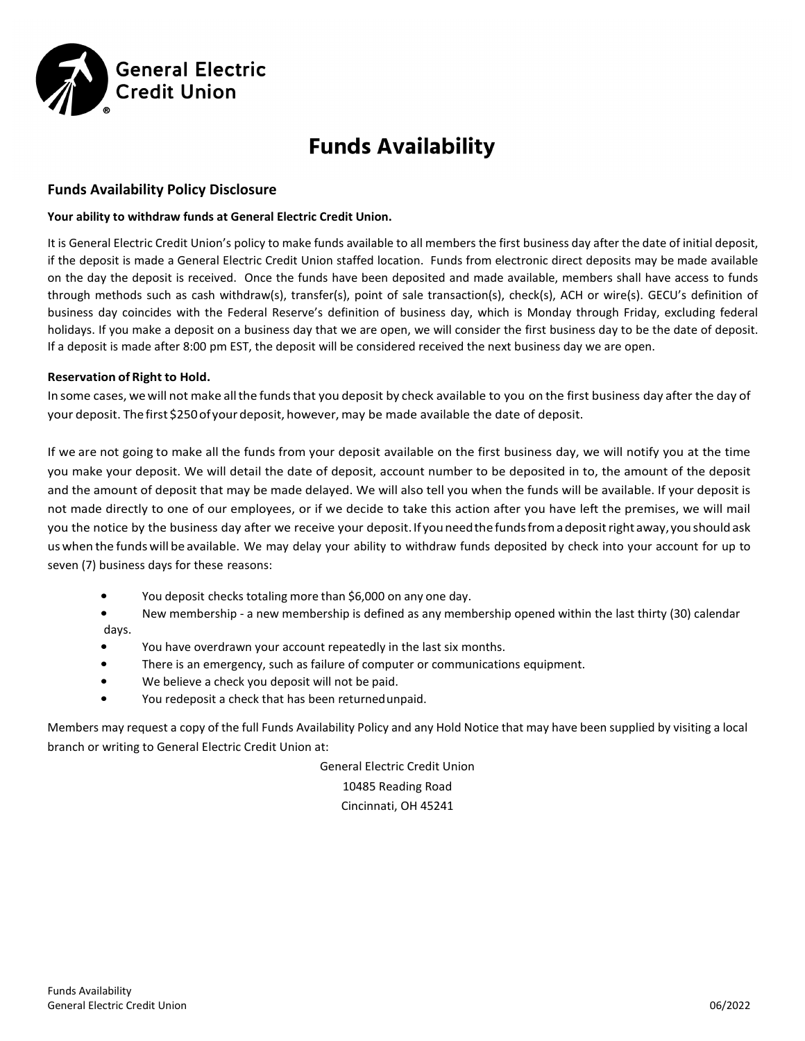General Electric Credit Union

# Funds Availability

## Funds Availability Policy Disclosure

**Your ability to withdraw funds at General Electric Credit Union.**

It is General Electric Credit Union's policy to make funds available to all members the first business day after the date of initial deposit, if the deposit is made a General Electric Credit Union staffed location. Funds from electronic direct deposits may be made available on the day the deposit is received. Once the funds have been deposited and made available, members shall have access to funds through methods such as cash withdraw(s), transfer(s), point of sale transaction(s), check(s), ACH or wire(s). GECU's definition of business day coincides with the Federal Reserve's definition of business day, which is Monday through Friday, excluding federal holidays. If you make a deposit on a business day that we are open, we will consider the first business day to be the date of deposit. If a deposit is made after 8:00 pm EST, the deposit will be considered received the next business day we are open.

**Reservation of Right to Hold.**

In some cases, we will not make all the funds that you deposit by check available to you on the first business day after the day of your deposit. The first $250 of your deposit, however, may be made available the date of deposit.

If we are not going to make all the funds from your deposit available on the first business day, we will notify you at the time you make your deposit. We will detail the date of deposit, account number to be deposited in to, the amount of the deposit and the amount of deposit that may be made delayed. We will also tell you when the funds will be available. If your deposit is not made directly to one of our employees, or if we decide to take this action after you have left the premises, we will mail you the notice by the business day after we receive your deposit. If you need the funds from a deposit right away, you should ask us when the funds will be available. We may delay your ability to withdraw funds deposited by check into your account for up to seven (7) business days for these reasons:

- You deposit checks totaling more than $6,000 on any one day.
- New membership - a new membership is defined as any membership opened within the last thirty (30) calendar days.
- You have overdrawn your account repeatedly in the last six months.
- There is an emergency, such as failure of computer or communications equipment.
- We believe a check you deposit will not be paid.
- You redeposit a check that has been returned unpaid.

Members may request a copy of the full Funds Availability Policy and any Hold Notice that may have been supplied by visiting a local branch or writing to General Electric Credit Union at:

General Electric Credit Union
10485 Reading Road
Cincinnati, OH 45241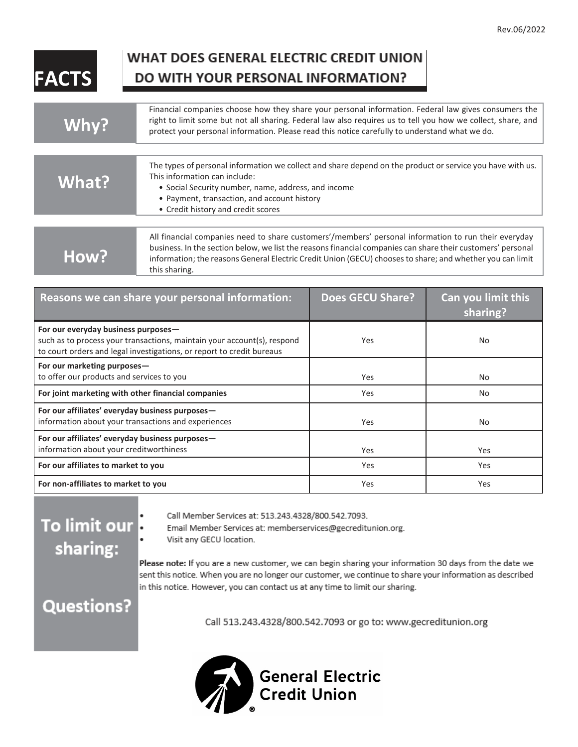Rev.06/2022

# FACTS

## WHAT DOES GENERAL ELECTRIC CREDIT UNION DO WITH YOUR PERSONAL INFORMATION?

| | |
|---|---|
| **Why?** | Financial companies choose how they share your personal information. Federal law gives consumers the right to limit some but not all sharing. Federal law also requires us to tell you how we collect, share, and protect your personal information. Please read this notice carefully to understand what we do. |
| **What?** | The types of personal information we collect and share depend on the product or service you have with us. This information can include:<br>• Social Security number, name, address, and income<br>• Payment, transaction, and account history<br>• Credit history and credit scores |
| **How?** | All financial companies need to share customers'/members' personal information to run their everyday business. In the section below, we list the reasons financial companies can share their customers' personal information; the reasons General Electric Credit Union (GECU) chooses to share; and whether you can limit this sharing. |

| Reasons we can share your personal information: | Does GECU Share? | Can you limit this sharing? |
|---|---|---|
| **For our everyday business purposes—** such as to process your transactions, maintain your account(s), respond to court orders and legal investigations, or report to credit bureaus | Yes | No |
| **For our marketing purposes—** to offer our products and services to you | Yes | No |
| **For joint marketing with other financial companies** | Yes | No |
| **For our affiliates' everyday business purposes—** information about your transactions and experiences | Yes | No |
| **For our affiliates' everyday business purposes—** information about your creditworthiness | Yes | Yes |
| **For our affiliates to market to you** | Yes | Yes |
| **For non-affiliates to market to you** | Yes | Yes |

## To limit our sharing:

- Call Member Services at: 513.243.4328/800.542.7093.
- Email Member Services at: memberservices@gecreditunion.org.
- Visit any GECU location.

**Please note:** If you are a new customer, we can begin sharing your information 30 days from the date we sent this notice. When you are no longer our customer, we continue to share your information as described in this notice. However, you can contact us at any time to limit our sharing.

## Questions?

Call 513.243.4328/800.542.7093 or go to: www.gecreditunion.org

General Electric Credit Union®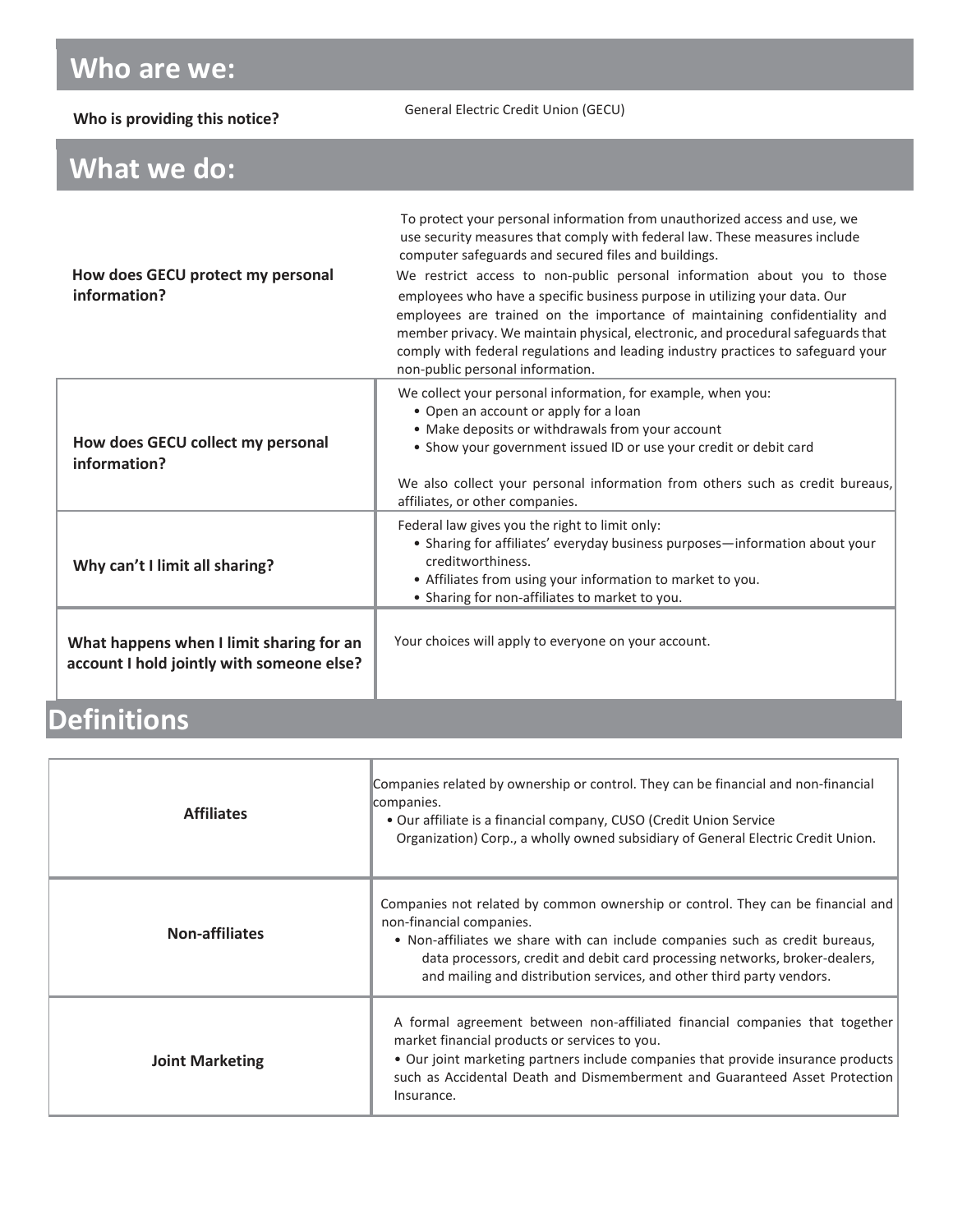## Who are we:

| | |
|---|---|
| **Who is providing this notice?** | General Electric Credit Union (GECU) |

## What we do:

| | |
|---|---|
| **How does GECU protect my personal information?** | To protect your personal information from unauthorized access and use, we use security measures that comply with federal law. These measures include computer safeguards and secured files and buildings. We restrict access to non-public personal information about you to those employees who have a specific business purpose in utilizing your data. Our employees are trained on the importance of maintaining confidentiality and member privacy. We maintain physical, electronic, and procedural safeguards that comply with federal regulations and leading industry practices to safeguard your non-public personal information. |
| **How does GECU collect my personal information?** | We collect your personal information, for example, when you:<br>• Open an account or apply for a loan<br>• Make deposits or withdrawals from your account<br>• Show your government issued ID or use your credit or debit card<br><br>We also collect your personal information from others such as credit bureaus, affiliates, or other companies. |
| **Why can't I limit all sharing?** | Federal law gives you the right to limit only:<br>• Sharing for affiliates' everyday business purposes—information about your creditworthiness.<br>• Affiliates from using your information to market to you.<br>• Sharing for non-affiliates to market to you. |
| **What happens when I limit sharing for an account I hold jointly with someone else?** | Your choices will apply to everyone on your account. |

## Definitions

| | |
|---|---|
| **Affiliates** | Companies related by ownership or control. They can be financial and non-financial companies.<br>• Our affiliate is a financial company, CUSO (Credit Union Service Organization) Corp., a wholly owned subsidiary of General Electric Credit Union. |
| **Non-affiliates** | Companies not related by common ownership or control. They can be financial and non-financial companies.<br>• Non-affiliates we share with can include companies such as credit bureaus, data processors, credit and debit card processing networks, broker-dealers, and mailing and distribution services, and other third party vendors. |
| **Joint Marketing** | A formal agreement between non-affiliated financial companies that together market financial products or services to you.<br>• Our joint marketing partners include companies that provide insurance products such as Accidental Death and Dismemberment and Guaranteed Asset Protection Insurance. |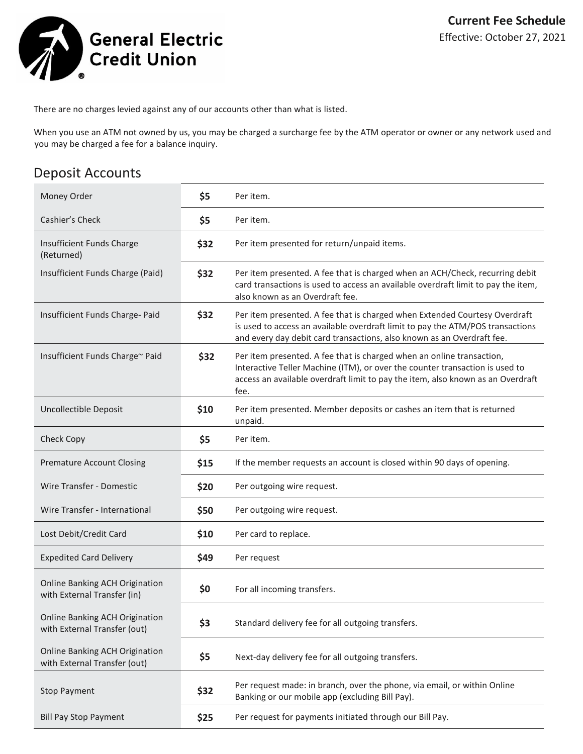General Electric Credit Union

**Current Fee Schedule**
Effective: October 27, 2021

There are no charges levied against any of our accounts other than what is listed.

When you use an ATM not owned by us, you may be charged a surcharge fee by the ATM operator or owner or any network used and you may be charged a fee for a balance inquiry.

## Deposit Accounts

| | | |
|---|---|---|
| Money Order | **$5** | Per item. |
| Cashier's Check | **$5** | Per item. |
| Insufficient Funds Charge (Returned) | **$32** | Per item presented for return/unpaid items. |
| Insufficient Funds Charge (Paid) | **$32** | Per item presented. A fee that is charged when an ACH/Check, recurring debit card transactions is used to access an available overdraft limit to pay the item, also known as an Overdraft fee. |
| Insufficient Funds Charge- Paid | **$32** | Per item presented. A fee that is charged when Extended Courtesy Overdraft is used to access an available overdraft limit to pay the ATM/POS transactions and every day debit card transactions, also known as an Overdraft fee. |
| Insufficient Funds Charge~ Paid | **$32** | Per item presented. A fee that is charged when an online transaction, Interactive Teller Machine (ITM), or over the counter transaction is used to access an available overdraft limit to pay the item, also known as an Overdraft fee. |
| Uncollectible Deposit | **$10** | Per item presented. Member deposits or cashes an item that is returned unpaid. |
| Check Copy | **$5** | Per item. |
| Premature Account Closing | **$15** | If the member requests an account is closed within 90 days of opening. |
| Wire Transfer - Domestic | **$20** | Per outgoing wire request. |
| Wire Transfer - International | **$50** | Per outgoing wire request. |
| Lost Debit/Credit Card | **$10** | Per card to replace. |
| Expedited Card Delivery | **$49** | Per request |
| Online Banking ACH Origination with External Transfer (in) | **$0** | For all incoming transfers. |
| Online Banking ACH Origination with External Transfer (out) | **$3** | Standard delivery fee for all outgoing transfers. |
| Online Banking ACH Origination with External Transfer (out) | **$5** | Next-day delivery fee for all outgoing transfers. |
| Stop Payment | **$32** | Per request made: in branch, over the phone, via email, or within Online Banking or our mobile app (excluding Bill Pay). |
| Bill Pay Stop Payment | **$25** | Per request for payments initiated through our Bill Pay. |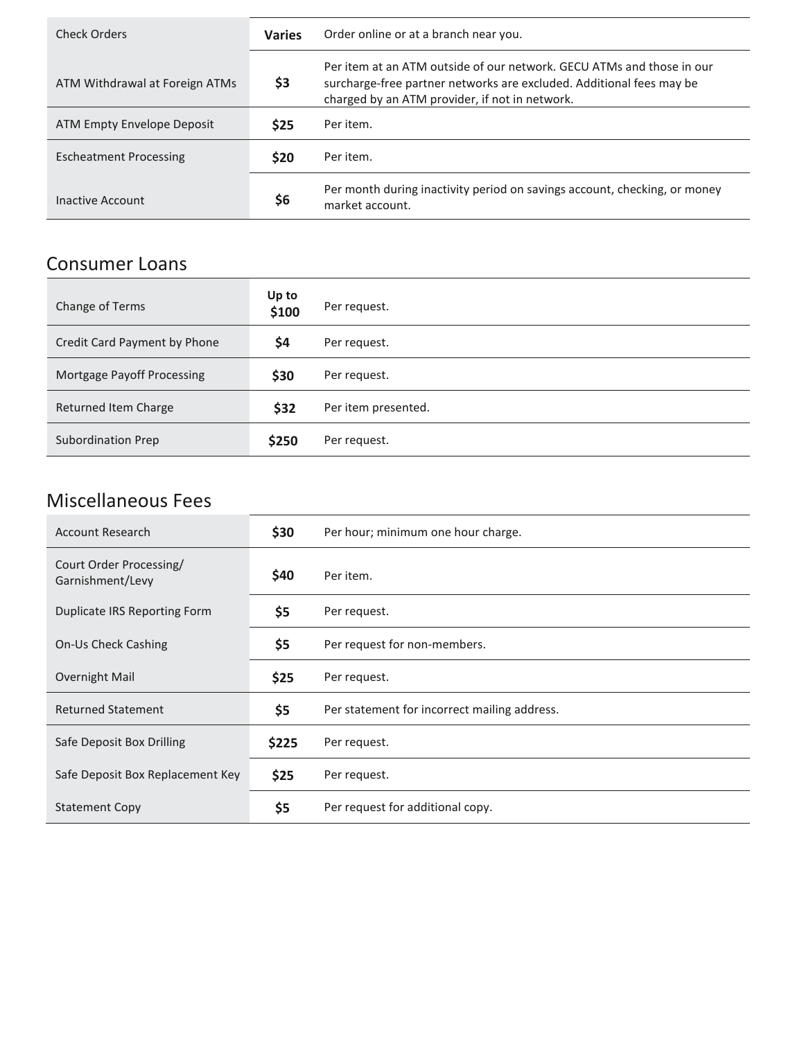| | | |
|---|---|---|
| Check Orders | **Varies** | Order online or at a branch near you. |
| ATM Withdrawal at Foreign ATMs | **$3** | Per item at an ATM outside of our network. GECU ATMs and those in our surcharge-free partner networks are excluded. Additional fees may be charged by an ATM provider, if not in network. |
| ATM Empty Envelope Deposit | **$25** | Per item. |
| Escheatment Processing | **$20** | Per item. |
| Inactive Account | **$6** | Per month during inactivity period on savings account, checking, or money market account. |

## Consumer Loans

| | | |
|---|---|---|
| Change of Terms | **Up to $100** | Per request. |
| Credit Card Payment by Phone | **$4** | Per request. |
| Mortgage Payoff Processing | **$30** | Per request. |
| Returned Item Charge | **$32** | Per item presented. |
| Subordination Prep | **$250** | Per request. |

## Miscellaneous Fees

| | | |
|---|---|---|
| Account Research | **$30** | Per hour; minimum one hour charge. |
| Court Order Processing/ Garnishment/Levy | **$40** | Per item. |
| Duplicate IRS Reporting Form | **$5** | Per request. |
| On-Us Check Cashing | **$5** | Per request for non-members. |
| Overnight Mail | **$25** | Per request. |
| Returned Statement | **$5** | Per statement for incorrect mailing address. |
| Safe Deposit Box Drilling | **$225** | Per request. |
| Safe Deposit Box Replacement Key | **$25** | Per request. |
| Statement Copy | **$5** | Per request for additional copy. |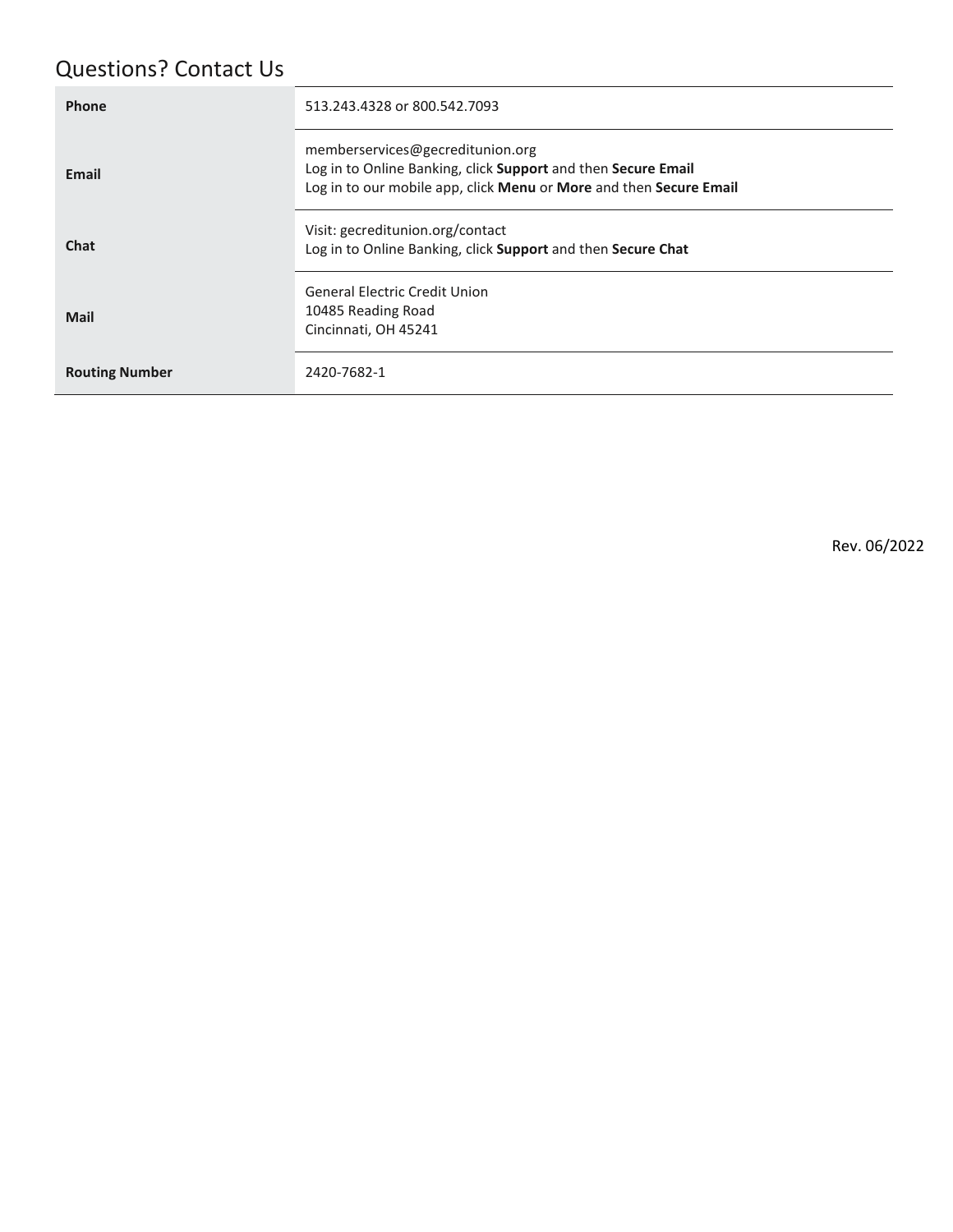## Questions? Contact Us

| | |
|---|---|
| **Phone** | 513.243.4328 or 800.542.7093 |
| **Email** | memberservices@gecreditunion.org<br>Log in to Online Banking, click **Support** and then **Secure Email**<br>Log in to our mobile app, click **Menu** or **More** and then **Secure Email** |
| **Chat** | Visit: gecreditunion.org/contact<br>Log in to Online Banking, click **Support** and then **Secure Chat** |
| **Mail** | General Electric Credit Union<br>10485 Reading Road<br>Cincinnati, OH 45241 |
| **Routing Number** | 2420-7682-1 |

Rev. 06/2022